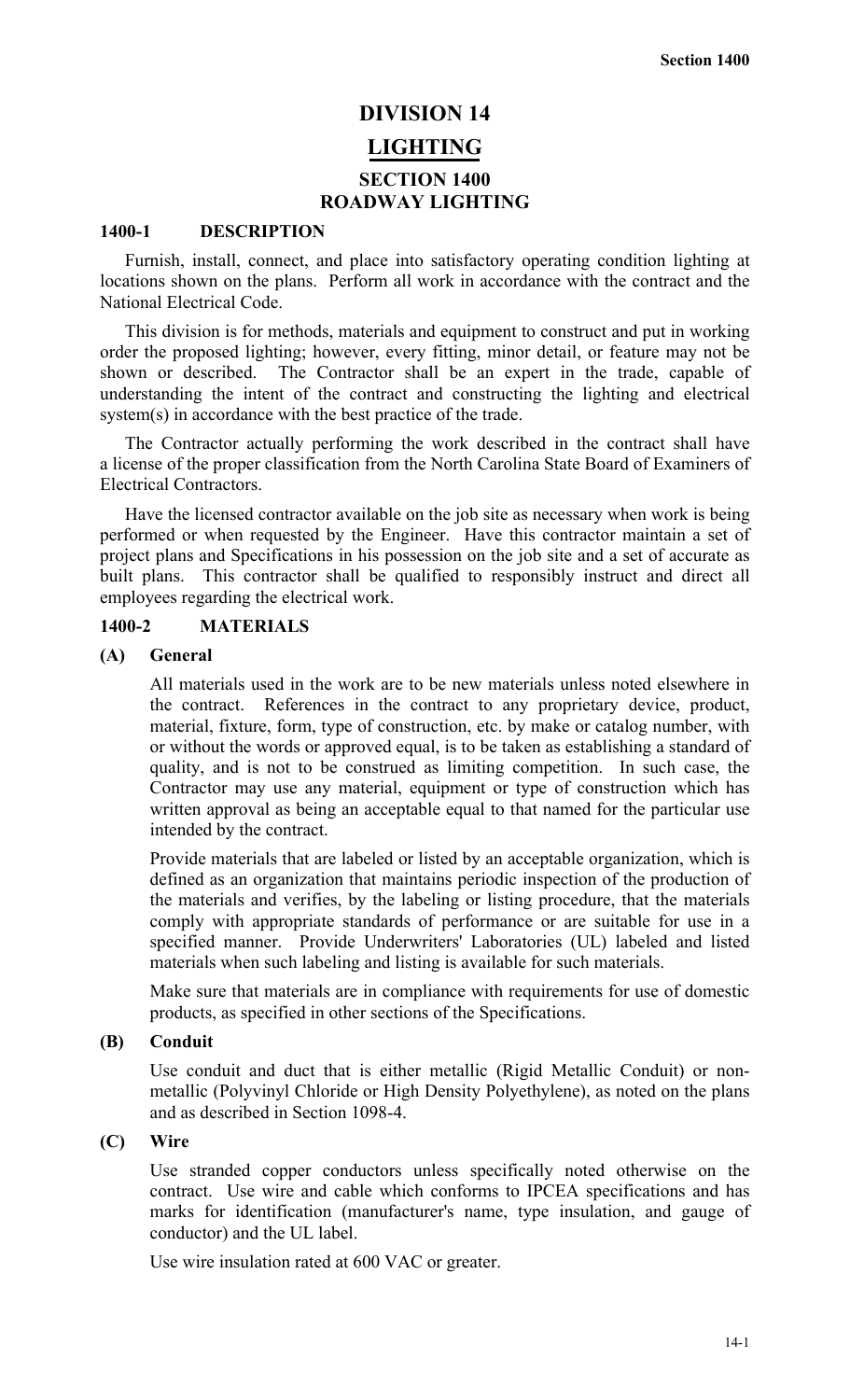# DIVISION 14

# LIGHTING

## SECTION 1400
## ROADWAY LIGHTING

### 1400-1 DESCRIPTION

Furnish, install, connect, and place into satisfactory operating condition lighting at locations shown on the plans. Perform all work in accordance with the contract and the National Electrical Code.

This division is for methods, materials and equipment to construct and put in working order the proposed lighting; however, every fitting, minor detail, or feature may not be shown or described. The Contractor shall be an expert in the trade, capable of understanding the intent of the contract and constructing the lighting and electrical system(s) in accordance with the best practice of the trade.

The Contractor actually performing the work described in the contract shall have a license of the proper classification from the North Carolina State Board of Examiners of Electrical Contractors.

Have the licensed contractor available on the job site as necessary when work is being performed or when requested by the Engineer. Have this contractor maintain a set of project plans and Specifications in his possession on the job site and a set of accurate as built plans. This contractor shall be qualified to responsibly instruct and direct all employees regarding the electrical work.

### 1400-2 MATERIALS

**(A) General**

All materials used in the work are to be new materials unless noted elsewhere in the contract. References in the contract to any proprietary device, product, material, fixture, form, type of construction, etc. by make or catalog number, with or without the words or approved equal, is to be taken as establishing a standard of quality, and is not to be construed as limiting competition. In such case, the Contractor may use any material, equipment or type of construction which has written approval as being an acceptable equal to that named for the particular use intended by the contract.

Provide materials that are labeled or listed by an acceptable organization, which is defined as an organization that maintains periodic inspection of the production of the materials and verifies, by the labeling or listing procedure, that the materials comply with appropriate standards of performance or are suitable for use in a specified manner. Provide Underwriters' Laboratories (UL) labeled and listed materials when such labeling and listing is available for such materials.

Make sure that materials are in compliance with requirements for use of domestic products, as specified in other sections of the Specifications.

**(B) Conduit**

Use conduit and duct that is either metallic (Rigid Metallic Conduit) or non-metallic (Polyvinyl Chloride or High Density Polyethylene), as noted on the plans and as described in Section 1098-4.

**(C) Wire**

Use stranded copper conductors unless specifically noted otherwise on the contract. Use wire and cable which conforms to IPCEA specifications and has marks for identification (manufacturer's name, type insulation, and gauge of conductor) and the UL label.

Use wire insulation rated at 600 VAC or greater.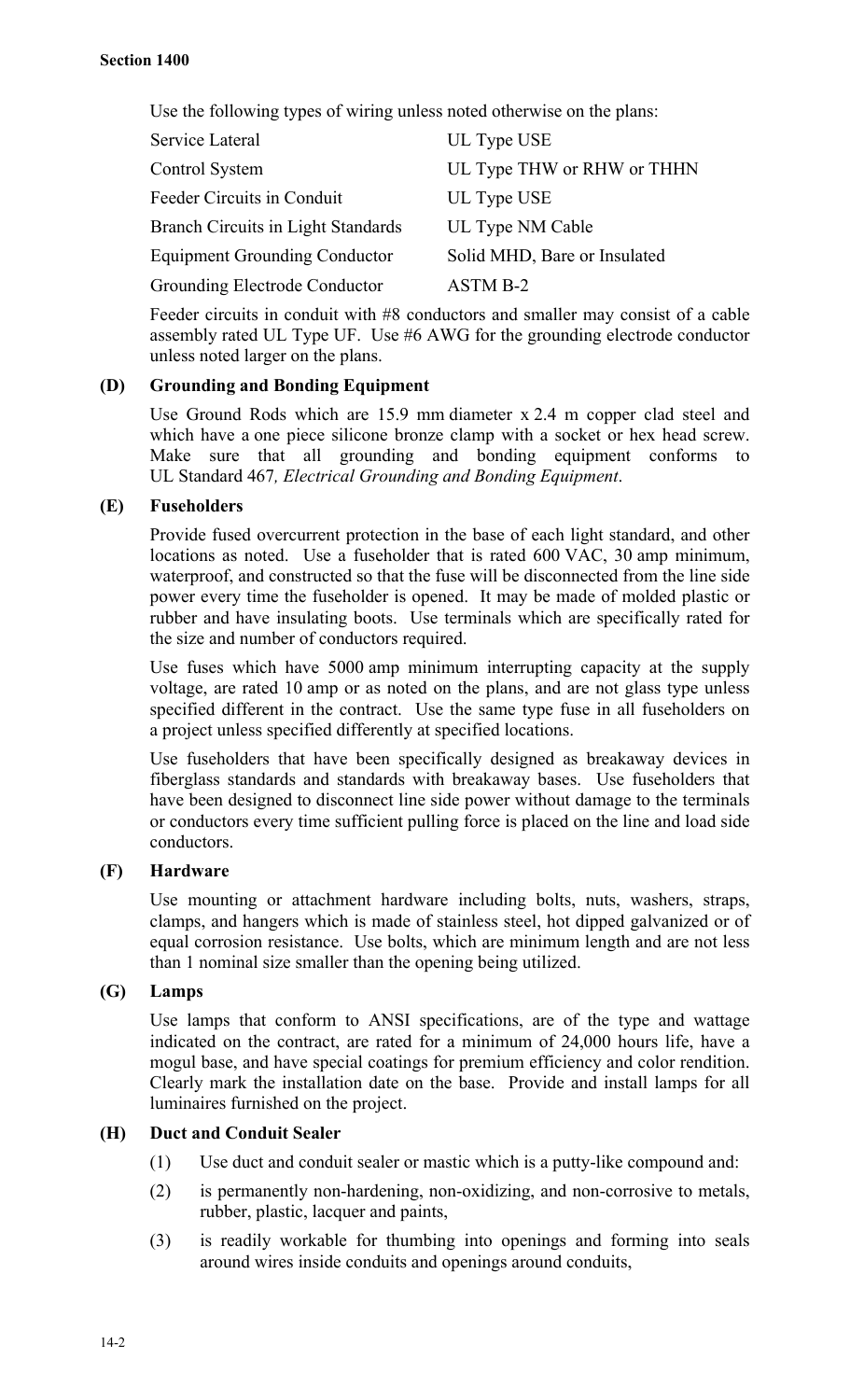Use the following types of wiring unless noted otherwise on the plans:

| | |
|---|---|
| Service Lateral | UL Type USE |
| Control System | UL Type THW or RHW or THHN |
| Feeder Circuits in Conduit | UL Type USE |
| Branch Circuits in Light Standards | UL Type NM Cable |
| Equipment Grounding Conductor | Solid MHD, Bare or Insulated |
| Grounding Electrode Conductor | ASTM B-2 |

Feeder circuits in conduit with #8 conductors and smaller may consist of a cable assembly rated UL Type UF. Use #6 AWG for the grounding electrode conductor unless noted larger on the plans.

**(D) Grounding and Bonding Equipment**

Use Ground Rods which are 15.9 mm diameter x 2.4 m copper clad steel and which have a one piece silicone bronze clamp with a socket or hex head screw. Make sure that all grounding and bonding equipment conforms to UL Standard 467*, Electrical Grounding and Bonding Equipment*.

**(E) Fuseholders**

Provide fused overcurrent protection in the base of each light standard, and other locations as noted. Use a fuseholder that is rated 600 VAC, 30 amp minimum, waterproof, and constructed so that the fuse will be disconnected from the line side power every time the fuseholder is opened. It may be made of molded plastic or rubber and have insulating boots. Use terminals which are specifically rated for the size and number of conductors required.

Use fuses which have 5000 amp minimum interrupting capacity at the supply voltage, are rated 10 amp or as noted on the plans, and are not glass type unless specified different in the contract. Use the same type fuse in all fuseholders on a project unless specified differently at specified locations.

Use fuseholders that have been specifically designed as breakaway devices in fiberglass standards and standards with breakaway bases. Use fuseholders that have been designed to disconnect line side power without damage to the terminals or conductors every time sufficient pulling force is placed on the line and load side conductors.

**(F) Hardware**

Use mounting or attachment hardware including bolts, nuts, washers, straps, clamps, and hangers which is made of stainless steel, hot dipped galvanized or of equal corrosion resistance. Use bolts, which are minimum length and are not less than 1 nominal size smaller than the opening being utilized.

**(G) Lamps**

Use lamps that conform to ANSI specifications, are of the type and wattage indicated on the contract, are rated for a minimum of 24,000 hours life, have a mogul base, and have special coatings for premium efficiency and color rendition. Clearly mark the installation date on the base. Provide and install lamps for all luminaires furnished on the project.

**(H) Duct and Conduit Sealer**

(1) Use duct and conduit sealer or mastic which is a putty-like compound and:

(2) is permanently non-hardening, non-oxidizing, and non-corrosive to metals, rubber, plastic, lacquer and paints,

(3) is readily workable for thumbing into openings and forming into seals around wires inside conduits and openings around conduits,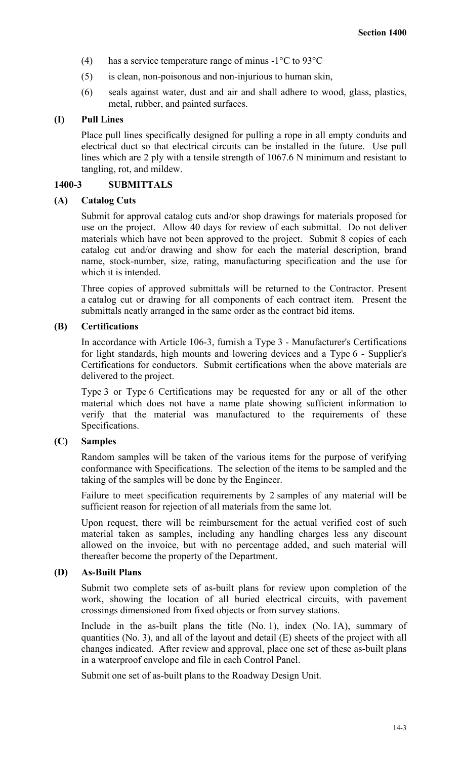(4) has a service temperature range of minus -1°C to 93°C

(5) is clean, non-poisonous and non-injurious to human skin,

(6) seals against water, dust and air and shall adhere to wood, glass, plastics, metal, rubber, and painted surfaces.

**(I) Pull Lines**

Place pull lines specifically designed for pulling a rope in all empty conduits and electrical duct so that electrical circuits can be installed in the future. Use pull lines which are 2 ply with a tensile strength of 1067.6 N minimum and resistant to tangling, rot, and mildew.

## 1400-3 SUBMITTALS

**(A) Catalog Cuts**

Submit for approval catalog cuts and/or shop drawings for materials proposed for use on the project. Allow 40 days for review of each submittal. Do not deliver materials which have not been approved to the project. Submit 8 copies of each catalog cut and/or drawing and show for each the material description, brand name, stock-number, size, rating, manufacturing specification and the use for which it is intended.

Three copies of approved submittals will be returned to the Contractor. Present a catalog cut or drawing for all components of each contract item. Present the submittals neatly arranged in the same order as the contract bid items.

**(B) Certifications**

In accordance with Article 106-3, furnish a Type 3 - Manufacturer's Certifications for light standards, high mounts and lowering devices and a Type 6 - Supplier's Certifications for conductors. Submit certifications when the above materials are delivered to the project.

Type 3 or Type 6 Certifications may be requested for any or all of the other material which does not have a name plate showing sufficient information to verify that the material was manufactured to the requirements of these Specifications.

**(C) Samples**

Random samples will be taken of the various items for the purpose of verifying conformance with Specifications. The selection of the items to be sampled and the taking of the samples will be done by the Engineer.

Failure to meet specification requirements by 2 samples of any material will be sufficient reason for rejection of all materials from the same lot.

Upon request, there will be reimbursement for the actual verified cost of such material taken as samples, including any handling charges less any discount allowed on the invoice, but with no percentage added, and such material will thereafter become the property of the Department.

**(D) As-Built Plans**

Submit two complete sets of as-built plans for review upon completion of the work, showing the location of all buried electrical circuits, with pavement crossings dimensioned from fixed objects or from survey stations.

Include in the as-built plans the title (No. 1), index (No. 1A), summary of quantities (No. 3), and all of the layout and detail (E) sheets of the project with all changes indicated. After review and approval, place one set of these as-built plans in a waterproof envelope and file in each Control Panel.

Submit one set of as-built plans to the Roadway Design Unit.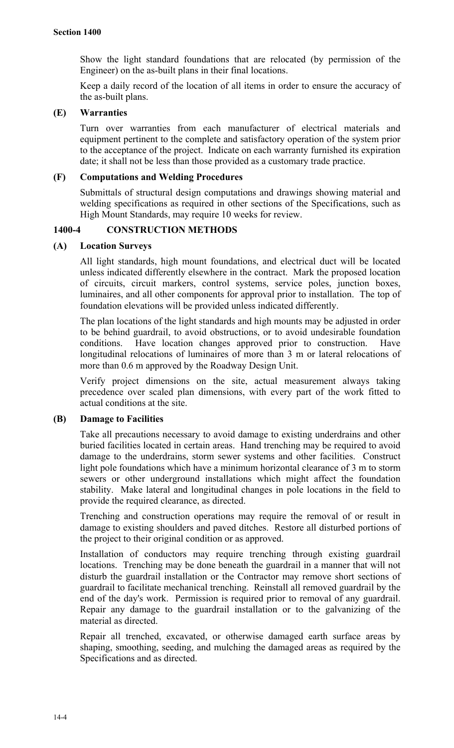Show the light standard foundations that are relocated (by permission of the Engineer) on the as-built plans in their final locations.

Keep a daily record of the location of all items in order to ensure the accuracy of the as-built plans.

**(E) Warranties**

Turn over warranties from each manufacturer of electrical materials and equipment pertinent to the complete and satisfactory operation of the system prior to the acceptance of the project. Indicate on each warranty furnished its expiration date; it shall not be less than those provided as a customary trade practice.

**(F) Computations and Welding Procedures**

Submittals of structural design computations and drawings showing material and welding specifications as required in other sections of the Specifications, such as High Mount Standards, may require 10 weeks for review.

## 1400-4 CONSTRUCTION METHODS

**(A) Location Surveys**

All light standards, high mount foundations, and electrical duct will be located unless indicated differently elsewhere in the contract. Mark the proposed location of circuits, circuit markers, control systems, service poles, junction boxes, luminaires, and all other components for approval prior to installation. The top of foundation elevations will be provided unless indicated differently.

The plan locations of the light standards and high mounts may be adjusted in order to be behind guardrail, to avoid obstructions, or to avoid undesirable foundation conditions. Have location changes approved prior to construction. Have longitudinal relocations of luminaires of more than 3 m or lateral relocations of more than 0.6 m approved by the Roadway Design Unit.

Verify project dimensions on the site, actual measurement always taking precedence over scaled plan dimensions, with every part of the work fitted to actual conditions at the site.

**(B) Damage to Facilities**

Take all precautions necessary to avoid damage to existing underdrains and other buried facilities located in certain areas. Hand trenching may be required to avoid damage to the underdrains, storm sewer systems and other facilities. Construct light pole foundations which have a minimum horizontal clearance of 3 m to storm sewers or other underground installations which might affect the foundation stability. Make lateral and longitudinal changes in pole locations in the field to provide the required clearance, as directed.

Trenching and construction operations may require the removal of or result in damage to existing shoulders and paved ditches. Restore all disturbed portions of the project to their original condition or as approved.

Installation of conductors may require trenching through existing guardrail locations. Trenching may be done beneath the guardrail in a manner that will not disturb the guardrail installation or the Contractor may remove short sections of guardrail to facilitate mechanical trenching. Reinstall all removed guardrail by the end of the day's work. Permission is required prior to removal of any guardrail. Repair any damage to the guardrail installation or to the galvanizing of the material as directed.

Repair all trenched, excavated, or otherwise damaged earth surface areas by shaping, smoothing, seeding, and mulching the damaged areas as required by the Specifications and as directed.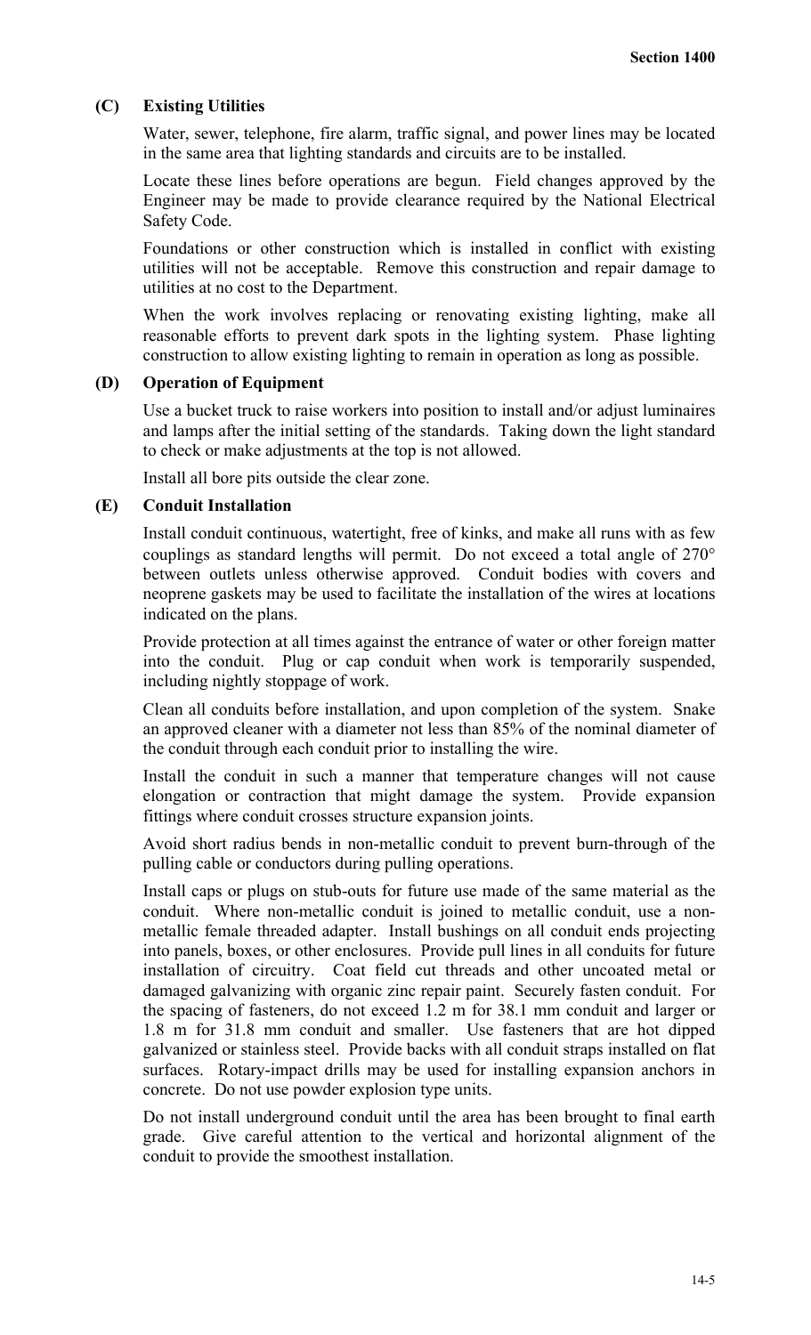### (C) Existing Utilities

Water, sewer, telephone, fire alarm, traffic signal, and power lines may be located in the same area that lighting standards and circuits are to be installed.

Locate these lines before operations are begun. Field changes approved by the Engineer may be made to provide clearance required by the National Electrical Safety Code.

Foundations or other construction which is installed in conflict with existing utilities will not be acceptable. Remove this construction and repair damage to utilities at no cost to the Department.

When the work involves replacing or renovating existing lighting, make all reasonable efforts to prevent dark spots in the lighting system. Phase lighting construction to allow existing lighting to remain in operation as long as possible.

### (D) Operation of Equipment

Use a bucket truck to raise workers into position to install and/or adjust luminaires and lamps after the initial setting of the standards. Taking down the light standard to check or make adjustments at the top is not allowed.

Install all bore pits outside the clear zone.

### (E) Conduit Installation

Install conduit continuous, watertight, free of kinks, and make all runs with as few couplings as standard lengths will permit. Do not exceed a total angle of 270° between outlets unless otherwise approved. Conduit bodies with covers and neoprene gaskets may be used to facilitate the installation of the wires at locations indicated on the plans.

Provide protection at all times against the entrance of water or other foreign matter into the conduit. Plug or cap conduit when work is temporarily suspended, including nightly stoppage of work.

Clean all conduits before installation, and upon completion of the system. Snake an approved cleaner with a diameter not less than 85% of the nominal diameter of the conduit through each conduit prior to installing the wire.

Install the conduit in such a manner that temperature changes will not cause elongation or contraction that might damage the system. Provide expansion fittings where conduit crosses structure expansion joints.

Avoid short radius bends in non-metallic conduit to prevent burn-through of the pulling cable or conductors during pulling operations.

Install caps or plugs on stub-outs for future use made of the same material as the conduit. Where non-metallic conduit is joined to metallic conduit, use a non-metallic female threaded adapter. Install bushings on all conduit ends projecting into panels, boxes, or other enclosures. Provide pull lines in all conduits for future installation of circuitry. Coat field cut threads and other uncoated metal or damaged galvanizing with organic zinc repair paint. Securely fasten conduit. For the spacing of fasteners, do not exceed 1.2 m for 38.1 mm conduit and larger or 1.8 m for 31.8 mm conduit and smaller. Use fasteners that are hot dipped galvanized or stainless steel. Provide backs with all conduit straps installed on flat surfaces. Rotary-impact drills may be used for installing expansion anchors in concrete. Do not use powder explosion type units.

Do not install underground conduit until the area has been brought to final earth grade. Give careful attention to the vertical and horizontal alignment of the conduit to provide the smoothest installation.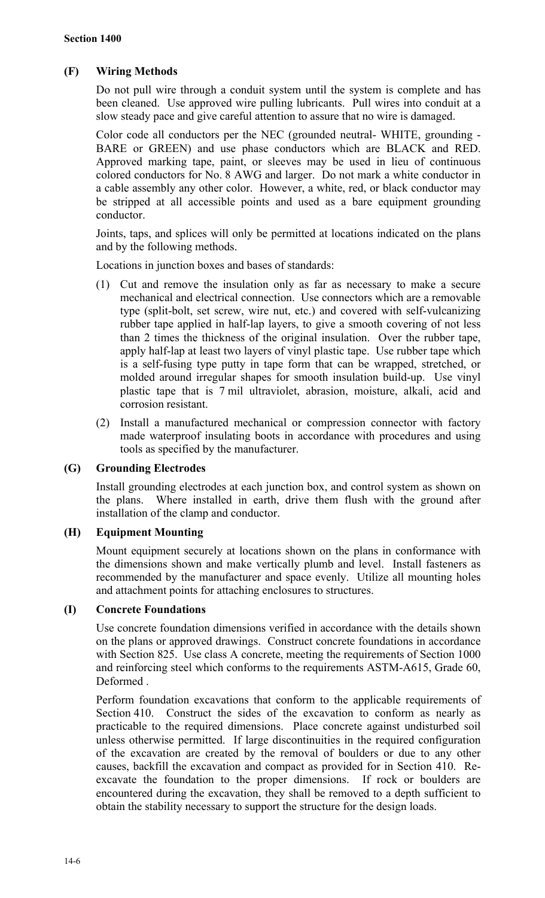### (F) Wiring Methods

Do not pull wire through a conduit system until the system is complete and has been cleaned. Use approved wire pulling lubricants. Pull wires into conduit at a slow steady pace and give careful attention to assure that no wire is damaged.

Color code all conductors per the NEC (grounded neutral- WHITE, grounding - BARE or GREEN) and use phase conductors which are BLACK and RED. Approved marking tape, paint, or sleeves may be used in lieu of continuous colored conductors for No. 8 AWG and larger. Do not mark a white conductor in a cable assembly any other color. However, a white, red, or black conductor may be stripped at all accessible points and used as a bare equipment grounding conductor.

Joints, taps, and splices will only be permitted at locations indicated on the plans and by the following methods.

Locations in junction boxes and bases of standards:

(1) Cut and remove the insulation only as far as necessary to make a secure mechanical and electrical connection. Use connectors which are a removable type (split-bolt, set screw, wire nut, etc.) and covered with self-vulcanizing rubber tape applied in half-lap layers, to give a smooth covering of not less than 2 times the thickness of the original insulation. Over the rubber tape, apply half-lap at least two layers of vinyl plastic tape. Use rubber tape which is a self-fusing type putty in tape form that can be wrapped, stretched, or molded around irregular shapes for smooth insulation build-up. Use vinyl plastic tape that is 7 mil ultraviolet, abrasion, moisture, alkali, acid and corrosion resistant.

(2) Install a manufactured mechanical or compression connector with factory made waterproof insulating boots in accordance with procedures and using tools as specified by the manufacturer.

### (G) Grounding Electrodes

Install grounding electrodes at each junction box, and control system as shown on the plans. Where installed in earth, drive them flush with the ground after installation of the clamp and conductor.

### (H) Equipment Mounting

Mount equipment securely at locations shown on the plans in conformance with the dimensions shown and make vertically plumb and level. Install fasteners as recommended by the manufacturer and space evenly. Utilize all mounting holes and attachment points for attaching enclosures to structures.

### (I) Concrete Foundations

Use concrete foundation dimensions verified in accordance with the details shown on the plans or approved drawings. Construct concrete foundations in accordance with Section 825. Use class A concrete, meeting the requirements of Section 1000 and reinforcing steel which conforms to the requirements ASTM-A615, Grade 60, Deformed .

Perform foundation excavations that conform to the applicable requirements of Section 410. Construct the sides of the excavation to conform as nearly as practicable to the required dimensions. Place concrete against undisturbed soil unless otherwise permitted. If large discontinuities in the required configuration of the excavation are created by the removal of boulders or due to any other causes, backfill the excavation and compact as provided for in Section 410. Re-excavate the foundation to the proper dimensions. If rock or boulders are encountered during the excavation, they shall be removed to a depth sufficient to obtain the stability necessary to support the structure for the design loads.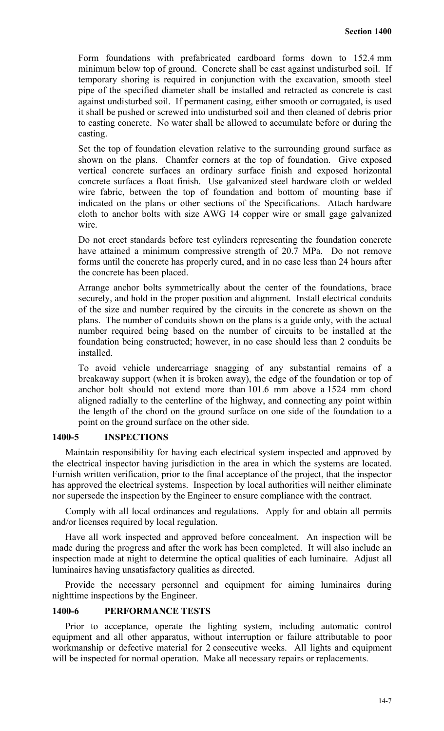Form foundations with prefabricated cardboard forms down to 152.4 mm minimum below top of ground. Concrete shall be cast against undisturbed soil. If temporary shoring is required in conjunction with the excavation, smooth steel pipe of the specified diameter shall be installed and retracted as concrete is cast against undisturbed soil. If permanent casing, either smooth or corrugated, is used it shall be pushed or screwed into undisturbed soil and then cleaned of debris prior to casting concrete. No water shall be allowed to accumulate before or during the casting.

Set the top of foundation elevation relative to the surrounding ground surface as shown on the plans. Chamfer corners at the top of foundation. Give exposed vertical concrete surfaces an ordinary surface finish and exposed horizontal concrete surfaces a float finish. Use galvanized steel hardware cloth or welded wire fabric, between the top of foundation and bottom of mounting base if indicated on the plans or other sections of the Specifications. Attach hardware cloth to anchor bolts with size AWG 14 copper wire or small gage galvanized wire.

Do not erect standards before test cylinders representing the foundation concrete have attained a minimum compressive strength of 20.7 MPa. Do not remove forms until the concrete has properly cured, and in no case less than 24 hours after the concrete has been placed.

Arrange anchor bolts symmetrically about the center of the foundations, brace securely, and hold in the proper position and alignment. Install electrical conduits of the size and number required by the circuits in the concrete as shown on the plans. The number of conduits shown on the plans is a guide only, with the actual number required being based on the number of circuits to be installed at the foundation being constructed; however, in no case should less than 2 conduits be installed.

To avoid vehicle undercarriage snagging of any substantial remains of a breakaway support (when it is broken away), the edge of the foundation or top of anchor bolt should not extend more than 101.6 mm above a 1524 mm chord aligned radially to the centerline of the highway, and connecting any point within the length of the chord on the ground surface on one side of the foundation to a point on the ground surface on the other side.

## 1400-5 INSPECTIONS

Maintain responsibility for having each electrical system inspected and approved by the electrical inspector having jurisdiction in the area in which the systems are located. Furnish written verification, prior to the final acceptance of the project, that the inspector has approved the electrical systems. Inspection by local authorities will neither eliminate nor supersede the inspection by the Engineer to ensure compliance with the contract.

Comply with all local ordinances and regulations. Apply for and obtain all permits and/or licenses required by local regulation.

Have all work inspected and approved before concealment. An inspection will be made during the progress and after the work has been completed. It will also include an inspection made at night to determine the optical qualities of each luminaire. Adjust all luminaires having unsatisfactory qualities as directed.

Provide the necessary personnel and equipment for aiming luminaires during nighttime inspections by the Engineer.

## 1400-6 PERFORMANCE TESTS

Prior to acceptance, operate the lighting system, including automatic control equipment and all other apparatus, without interruption or failure attributable to poor workmanship or defective material for 2 consecutive weeks. All lights and equipment will be inspected for normal operation. Make all necessary repairs or replacements.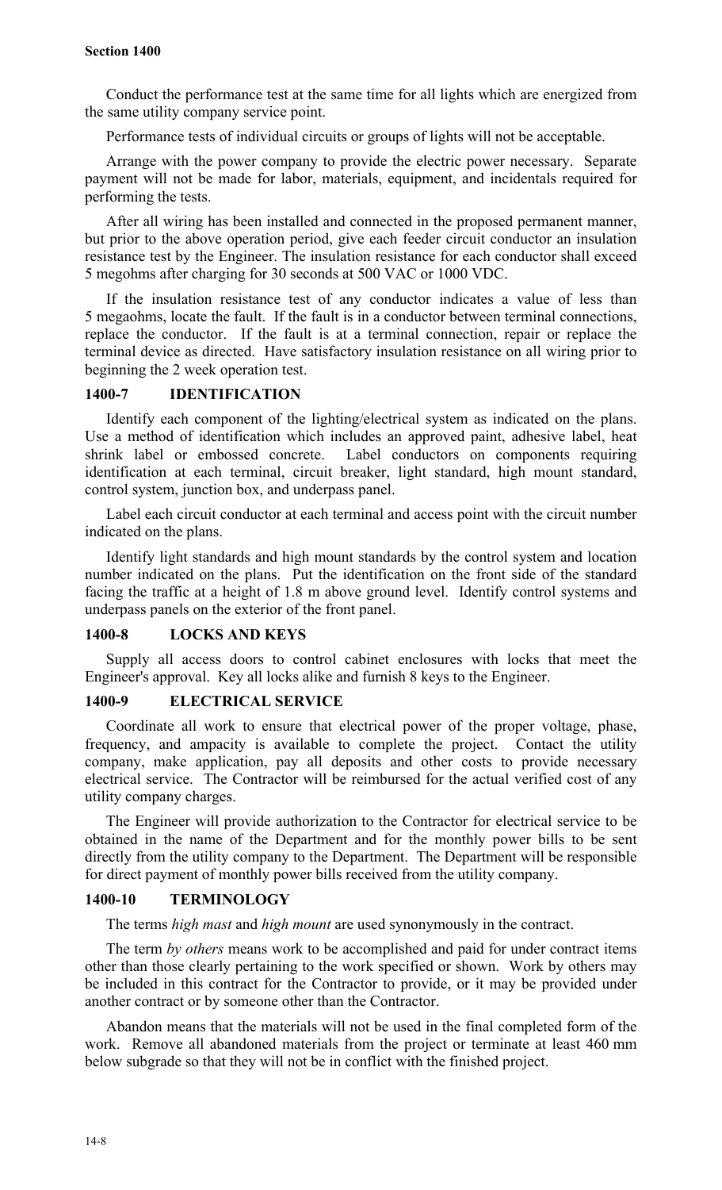Conduct the performance test at the same time for all lights which are energized from the same utility company service point.

Performance tests of individual circuits or groups of lights will not be acceptable.

Arrange with the power company to provide the electric power necessary. Separate payment will not be made for labor, materials, equipment, and incidentals required for performing the tests.

After all wiring has been installed and connected in the proposed permanent manner, but prior to the above operation period, give each feeder circuit conductor an insulation resistance test by the Engineer. The insulation resistance for each conductor shall exceed 5 megohms after charging for 30 seconds at 500 VAC or 1000 VDC.

If the insulation resistance test of any conductor indicates a value of less than 5 megaohms, locate the fault. If the fault is in a conductor between terminal connections, replace the conductor. If the fault is at a terminal connection, repair or replace the terminal device as directed. Have satisfactory insulation resistance on all wiring prior to beginning the 2 week operation test.

## 1400-7 IDENTIFICATION

Identify each component of the lighting/electrical system as indicated on the plans. Use a method of identification which includes an approved paint, adhesive label, heat shrink label or embossed concrete. Label conductors on components requiring identification at each terminal, circuit breaker, light standard, high mount standard, control system, junction box, and underpass panel.

Label each circuit conductor at each terminal and access point with the circuit number indicated on the plans.

Identify light standards and high mount standards by the control system and location number indicated on the plans. Put the identification on the front side of the standard facing the traffic at a height of 1.8 m above ground level. Identify control systems and underpass panels on the exterior of the front panel.

## 1400-8 LOCKS AND KEYS

Supply all access doors to control cabinet enclosures with locks that meet the Engineer's approval. Key all locks alike and furnish 8 keys to the Engineer.

## 1400-9 ELECTRICAL SERVICE

Coordinate all work to ensure that electrical power of the proper voltage, phase, frequency, and ampacity is available to complete the project. Contact the utility company, make application, pay all deposits and other costs to provide necessary electrical service. The Contractor will be reimbursed for the actual verified cost of any utility company charges.

The Engineer will provide authorization to the Contractor for electrical service to be obtained in the name of the Department and for the monthly power bills to be sent directly from the utility company to the Department. The Department will be responsible for direct payment of monthly power bills received from the utility company.

## 1400-10 TERMINOLOGY

The terms *high mast* and *high mount* are used synonymously in the contract.

The term *by others* means work to be accomplished and paid for under contract items other than those clearly pertaining to the work specified or shown. Work by others may be included in this contract for the Contractor to provide, or it may be provided under another contract or by someone other than the Contractor.

Abandon means that the materials will not be used in the final completed form of the work. Remove all abandoned materials from the project or terminate at least 460 mm below subgrade so that they will not be in conflict with the finished project.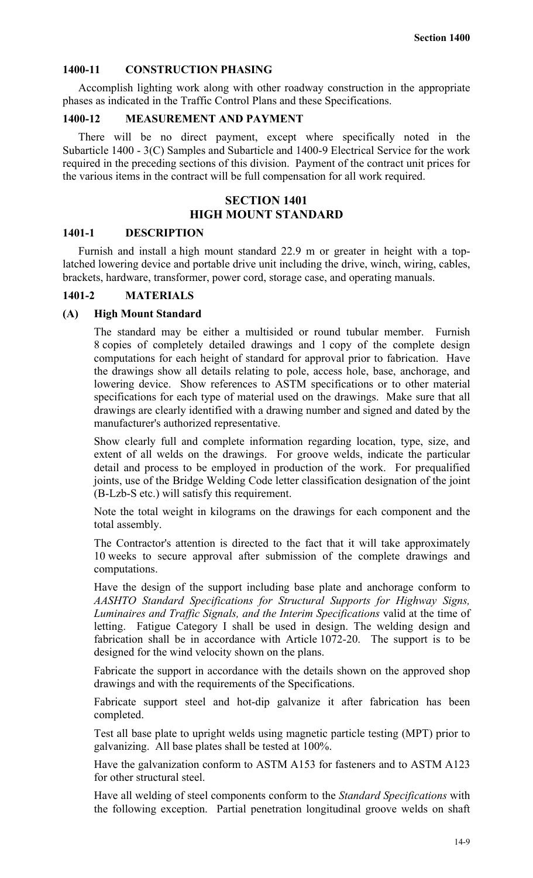### 1400-11 CONSTRUCTION PHASING

Accomplish lighting work along with other roadway construction in the appropriate phases as indicated in the Traffic Control Plans and these Specifications.

### 1400-12 MEASUREMENT AND PAYMENT

There will be no direct payment, except where specifically noted in the Subarticle 1400 - 3(C) Samples and Subarticle and 1400-9 Electrical Service for the work required in the preceding sections of this division. Payment of the contract unit prices for the various items in the contract will be full compensation for all work required.

## SECTION 1401
## HIGH MOUNT STANDARD

### 1401-1 DESCRIPTION

Furnish and install a high mount standard 22.9 m or greater in height with a top-latched lowering device and portable drive unit including the drive, winch, wiring, cables, brackets, hardware, transformer, power cord, storage case, and operating manuals.

### 1401-2 MATERIALS

#### (A) High Mount Standard

The standard may be either a multisided or round tubular member. Furnish 8 copies of completely detailed drawings and 1 copy of the complete design computations for each height of standard for approval prior to fabrication. Have the drawings show all details relating to pole, access hole, base, anchorage, and lowering device. Show references to ASTM specifications or to other material specifications for each type of material used on the drawings. Make sure that all drawings are clearly identified with a drawing number and signed and dated by the manufacturer's authorized representative.

Show clearly full and complete information regarding location, type, size, and extent of all welds on the drawings. For groove welds, indicate the particular detail and process to be employed in production of the work. For prequalified joints, use of the Bridge Welding Code letter classification designation of the joint (B-Lzb-S etc.) will satisfy this requirement.

Note the total weight in kilograms on the drawings for each component and the total assembly.

The Contractor's attention is directed to the fact that it will take approximately 10 weeks to secure approval after submission of the complete drawings and computations.

Have the design of the support including base plate and anchorage conform to *AASHTO Standard Specifications for Structural Supports for Highway Signs, Luminaires and Traffic Signals, and the Interim Specifications* valid at the time of letting. Fatigue Category I shall be used in design. The welding design and fabrication shall be in accordance with Article 1072-20. The support is to be designed for the wind velocity shown on the plans.

Fabricate the support in accordance with the details shown on the approved shop drawings and with the requirements of the Specifications.

Fabricate support steel and hot-dip galvanize it after fabrication has been completed.

Test all base plate to upright welds using magnetic particle testing (MPT) prior to galvanizing. All base plates shall be tested at 100%.

Have the galvanization conform to ASTM A153 for fasteners and to ASTM A123 for other structural steel.

Have all welding of steel components conform to the *Standard Specifications* with the following exception. Partial penetration longitudinal groove welds on shaft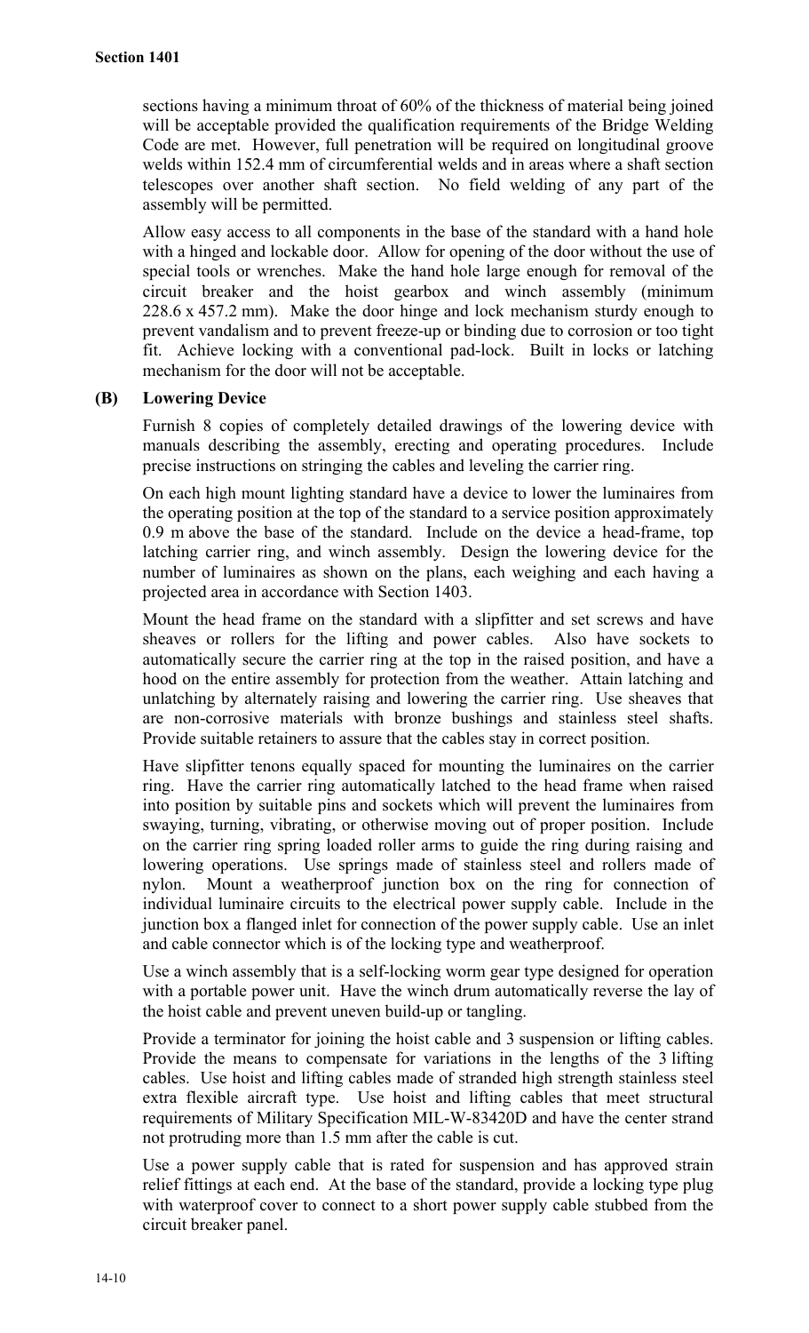sections having a minimum throat of 60% of the thickness of material being joined will be acceptable provided the qualification requirements of the Bridge Welding Code are met. However, full penetration will be required on longitudinal groove welds within 152.4 mm of circumferential welds and in areas where a shaft section telescopes over another shaft section. No field welding of any part of the assembly will be permitted.

Allow easy access to all components in the base of the standard with a hand hole with a hinged and lockable door. Allow for opening of the door without the use of special tools or wrenches. Make the hand hole large enough for removal of the circuit breaker and the hoist gearbox and winch assembly (minimum 228.6 x 457.2 mm). Make the door hinge and lock mechanism sturdy enough to prevent vandalism and to prevent freeze-up or binding due to corrosion or too tight fit. Achieve locking with a conventional pad-lock. Built in locks or latching mechanism for the door will not be acceptable.

**(B) Lowering Device**

Furnish 8 copies of completely detailed drawings of the lowering device with manuals describing the assembly, erecting and operating procedures. Include precise instructions on stringing the cables and leveling the carrier ring.

On each high mount lighting standard have a device to lower the luminaires from the operating position at the top of the standard to a service position approximately 0.9 m above the base of the standard. Include on the device a head-frame, top latching carrier ring, and winch assembly. Design the lowering device for the number of luminaires as shown on the plans, each weighing and each having a projected area in accordance with Section 1403.

Mount the head frame on the standard with a slipfitter and set screws and have sheaves or rollers for the lifting and power cables. Also have sockets to automatically secure the carrier ring at the top in the raised position, and have a hood on the entire assembly for protection from the weather. Attain latching and unlatching by alternately raising and lowering the carrier ring. Use sheaves that are non-corrosive materials with bronze bushings and stainless steel shafts. Provide suitable retainers to assure that the cables stay in correct position.

Have slipfitter tenons equally spaced for mounting the luminaires on the carrier ring. Have the carrier ring automatically latched to the head frame when raised into position by suitable pins and sockets which will prevent the luminaires from swaying, turning, vibrating, or otherwise moving out of proper position. Include on the carrier ring spring loaded roller arms to guide the ring during raising and lowering operations. Use springs made of stainless steel and rollers made of nylon. Mount a weatherproof junction box on the ring for connection of individual luminaire circuits to the electrical power supply cable. Include in the junction box a flanged inlet for connection of the power supply cable. Use an inlet and cable connector which is of the locking type and weatherproof.

Use a winch assembly that is a self-locking worm gear type designed for operation with a portable power unit. Have the winch drum automatically reverse the lay of the hoist cable and prevent uneven build-up or tangling.

Provide a terminator for joining the hoist cable and 3 suspension or lifting cables. Provide the means to compensate for variations in the lengths of the 3 lifting cables. Use hoist and lifting cables made of stranded high strength stainless steel extra flexible aircraft type. Use hoist and lifting cables that meet structural requirements of Military Specification MIL-W-83420D and have the center strand not protruding more than 1.5 mm after the cable is cut.

Use a power supply cable that is rated for suspension and has approved strain relief fittings at each end. At the base of the standard, provide a locking type plug with waterproof cover to connect to a short power supply cable stubbed from the circuit breaker panel.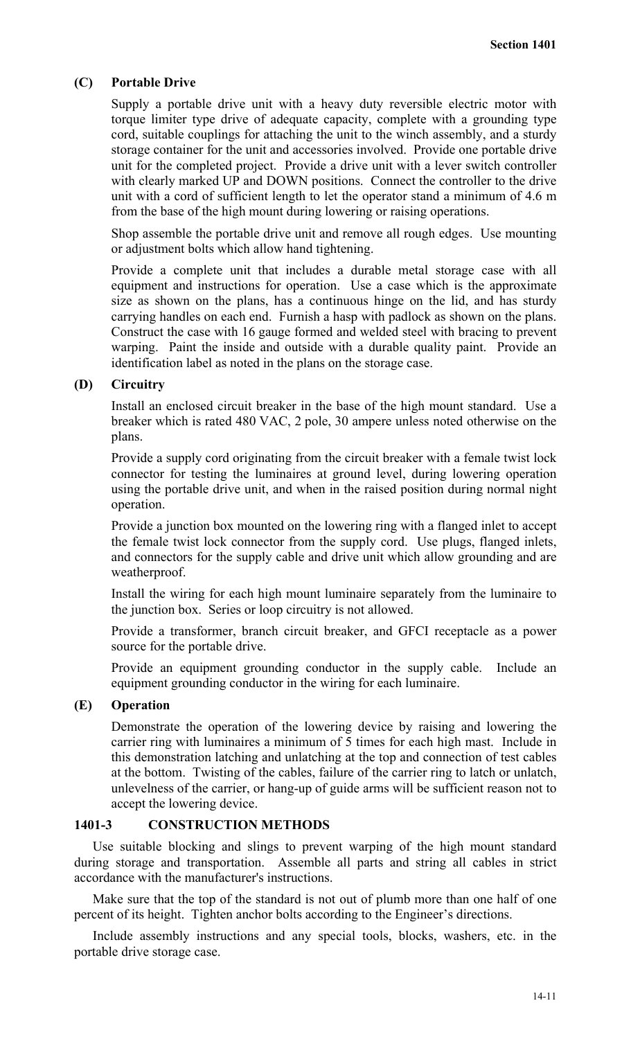**(C) Portable Drive**

Supply a portable drive unit with a heavy duty reversible electric motor with torque limiter type drive of adequate capacity, complete with a grounding type cord, suitable couplings for attaching the unit to the winch assembly, and a sturdy storage container for the unit and accessories involved. Provide one portable drive unit for the completed project. Provide a drive unit with a lever switch controller with clearly marked UP and DOWN positions. Connect the controller to the drive unit with a cord of sufficient length to let the operator stand a minimum of 4.6 m from the base of the high mount during lowering or raising operations.

Shop assemble the portable drive unit and remove all rough edges. Use mounting or adjustment bolts which allow hand tightening.

Provide a complete unit that includes a durable metal storage case with all equipment and instructions for operation. Use a case which is the approximate size as shown on the plans, has a continuous hinge on the lid, and has sturdy carrying handles on each end. Furnish a hasp with padlock as shown on the plans. Construct the case with 16 gauge formed and welded steel with bracing to prevent warping. Paint the inside and outside with a durable quality paint. Provide an identification label as noted in the plans on the storage case.

**(D) Circuitry**

Install an enclosed circuit breaker in the base of the high mount standard. Use a breaker which is rated 480 VAC, 2 pole, 30 ampere unless noted otherwise on the plans.

Provide a supply cord originating from the circuit breaker with a female twist lock connector for testing the luminaires at ground level, during lowering operation using the portable drive unit, and when in the raised position during normal night operation.

Provide a junction box mounted on the lowering ring with a flanged inlet to accept the female twist lock connector from the supply cord. Use plugs, flanged inlets, and connectors for the supply cable and drive unit which allow grounding and are weatherproof.

Install the wiring for each high mount luminaire separately from the luminaire to the junction box. Series or loop circuitry is not allowed.

Provide a transformer, branch circuit breaker, and GFCI receptacle as a power source for the portable drive.

Provide an equipment grounding conductor in the supply cable. Include an equipment grounding conductor in the wiring for each luminaire.

**(E) Operation**

Demonstrate the operation of the lowering device by raising and lowering the carrier ring with luminaires a minimum of 5 times for each high mast. Include in this demonstration latching and unlatching at the top and connection of test cables at the bottom. Twisting of the cables, failure of the carrier ring to latch or unlatch, unlevelness of the carrier, or hang-up of guide arms will be sufficient reason not to accept the lowering device.

## 1401-3 CONSTRUCTION METHODS

Use suitable blocking and slings to prevent warping of the high mount standard during storage and transportation. Assemble all parts and string all cables in strict accordance with the manufacturer's instructions.

Make sure that the top of the standard is not out of plumb more than one half of one percent of its height. Tighten anchor bolts according to the Engineer's directions.

Include assembly instructions and any special tools, blocks, washers, etc. in the portable drive storage case.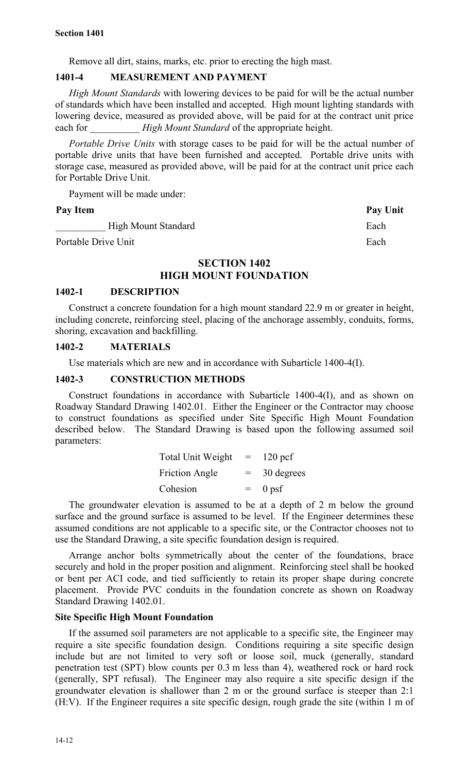Remove all dirt, stains, marks, etc. prior to erecting the high mast.

### 1401-4 MEASUREMENT AND PAYMENT

*High Mount Standards* with lowering devices to be paid for will be the actual number of standards which have been installed and accepted. High mount lighting standards with lowering device, measured as provided above, will be paid for at the contract unit price each for __________ *High Mount Standard* of the appropriate height.

*Portable Drive Units* with storage cases to be paid for will be the actual number of portable drive units that have been furnished and accepted. Portable drive units with storage case, measured as provided above, will be paid for at the contract unit price each for Portable Drive Unit.

Payment will be made under:

| **Pay Item** | **Pay Unit** |
|---|---|
| __________ High Mount Standard | Each |
| Portable Drive Unit | Each |

## SECTION 1402
## HIGH MOUNT FOUNDATION

### 1402-1 DESCRIPTION

Construct a concrete foundation for a high mount standard 22.9 m or greater in height, including concrete, reinforcing steel, placing of the anchorage assembly, conduits, forms, shoring, excavation and backfilling.

### 1402-2 MATERIALS

Use materials which are new and in accordance with Subarticle 1400-4(I).

### 1402-3 CONSTRUCTION METHODS

Construct foundations in accordance with Subarticle 1400-4(I), and as shown on Roadway Standard Drawing 1402.01. Either the Engineer or the Contractor may choose to construct foundations as specified under Site Specific High Mount Foundation described below. The Standard Drawing is based upon the following assumed soil parameters:

| | | |
|---|---|---|
| Total Unit Weight | = | 120 pcf |
| Friction Angle | = | 30 degrees |
| Cohesion | = | 0 psf |

The groundwater elevation is assumed to be at a depth of 2 m below the ground surface and the ground surface is assumed to be level. If the Engineer determines these assumed conditions are not applicable to a specific site, or the Contractor chooses not to use the Standard Drawing, a site specific foundation design is required.

Arrange anchor bolts symmetrically about the center of the foundations, brace securely and hold in the proper position and alignment. Reinforcing steel shall be hooked or bent per ACI code, and tied sufficiently to retain its proper shape during concrete placement. Provide PVC conduits in the foundation concrete as shown on Roadway Standard Drawing 1402.01.

**Site Specific High Mount Foundation**

If the assumed soil parameters are not applicable to a specific site, the Engineer may require a site specific foundation design. Conditions requiring a site specific design include but are not limited to very soft or loose soil, muck (generally, standard penetration test (SPT) blow counts per 0.3 m less than 4), weathered rock or hard rock (generally, SPT refusal). The Engineer may also require a site specific design if the groundwater elevation is shallower than 2 m or the ground surface is steeper than 2:1 (H:V). If the Engineer requires a site specific design, rough grade the site (within 1 m of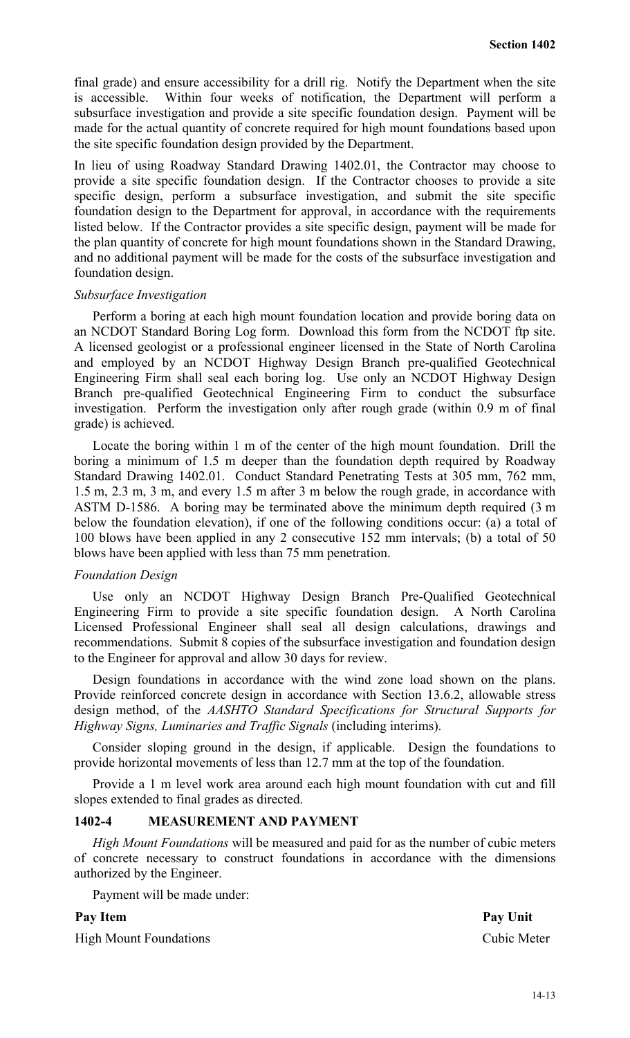final grade) and ensure accessibility for a drill rig. Notify the Department when the site is accessible. Within four weeks of notification, the Department will perform a subsurface investigation and provide a site specific foundation design. Payment will be made for the actual quantity of concrete required for high mount foundations based upon the site specific foundation design provided by the Department.

In lieu of using Roadway Standard Drawing 1402.01, the Contractor may choose to provide a site specific foundation design. If the Contractor chooses to provide a site specific design, perform a subsurface investigation, and submit the site specific foundation design to the Department for approval, in accordance with the requirements listed below. If the Contractor provides a site specific design, payment will be made for the plan quantity of concrete for high mount foundations shown in the Standard Drawing, and no additional payment will be made for the costs of the subsurface investigation and foundation design.

*Subsurface Investigation*

Perform a boring at each high mount foundation location and provide boring data on an NCDOT Standard Boring Log form. Download this form from the NCDOT ftp site. A licensed geologist or a professional engineer licensed in the State of North Carolina and employed by an NCDOT Highway Design Branch pre-qualified Geotechnical Engineering Firm shall seal each boring log. Use only an NCDOT Highway Design Branch pre-qualified Geotechnical Engineering Firm to conduct the subsurface investigation. Perform the investigation only after rough grade (within 0.9 m of final grade) is achieved.

Locate the boring within 1 m of the center of the high mount foundation. Drill the boring a minimum of 1.5 m deeper than the foundation depth required by Roadway Standard Drawing 1402.01. Conduct Standard Penetrating Tests at 305 mm, 762 mm, 1.5 m, 2.3 m, 3 m, and every 1.5 m after 3 m below the rough grade, in accordance with ASTM D-1586. A boring may be terminated above the minimum depth required (3 m below the foundation elevation), if one of the following conditions occur: (a) a total of 100 blows have been applied in any 2 consecutive 152 mm intervals; (b) a total of 50 blows have been applied with less than 75 mm penetration.

*Foundation Design*

Use only an NCDOT Highway Design Branch Pre-Qualified Geotechnical Engineering Firm to provide a site specific foundation design. A North Carolina Licensed Professional Engineer shall seal all design calculations, drawings and recommendations. Submit 8 copies of the subsurface investigation and foundation design to the Engineer for approval and allow 30 days for review.

Design foundations in accordance with the wind zone load shown on the plans. Provide reinforced concrete design in accordance with Section 13.6.2, allowable stress design method, of the *AASHTO Standard Specifications for Structural Supports for Highway Signs, Luminaries and Traffic Signals* (including interims).

Consider sloping ground in the design, if applicable. Design the foundations to provide horizontal movements of less than 12.7 mm at the top of the foundation.

Provide a 1 m level work area around each high mount foundation with cut and fill slopes extended to final grades as directed.

## 1402-4 MEASUREMENT AND PAYMENT

*High Mount Foundations* will be measured and paid for as the number of cubic meters of concrete necessary to construct foundations in accordance with the dimensions authorized by the Engineer.

Payment will be made under:

| Pay Item | Pay Unit |
|---|---|
| High Mount Foundations | Cubic Meter |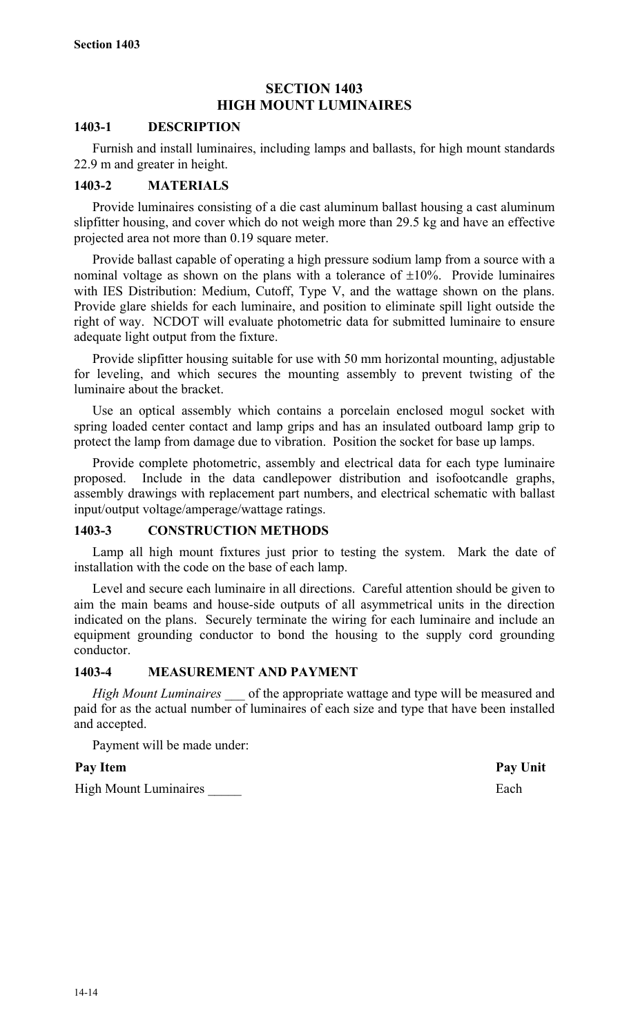# SECTION 1403
# HIGH MOUNT LUMINAIRES

## 1403-1 DESCRIPTION

Furnish and install luminaires, including lamps and ballasts, for high mount standards 22.9 m and greater in height.

## 1403-2 MATERIALS

Provide luminaires consisting of a die cast aluminum ballast housing a cast aluminum slipfitter housing, and cover which do not weigh more than 29.5 kg and have an effective projected area not more than 0.19 square meter.

Provide ballast capable of operating a high pressure sodium lamp from a source with a nominal voltage as shown on the plans with a tolerance of ±10%. Provide luminaires with IES Distribution: Medium, Cutoff, Type V, and the wattage shown on the plans. Provide glare shields for each luminaire, and position to eliminate spill light outside the right of way. NCDOT will evaluate photometric data for submitted luminaire to ensure adequate light output from the fixture.

Provide slipfitter housing suitable for use with 50 mm horizontal mounting, adjustable for leveling, and which secures the mounting assembly to prevent twisting of the luminaire about the bracket.

Use an optical assembly which contains a porcelain enclosed mogul socket with spring loaded center contact and lamp grips and has an insulated outboard lamp grip to protect the lamp from damage due to vibration. Position the socket for base up lamps.

Provide complete photometric, assembly and electrical data for each type luminaire proposed. Include in the data candlepower distribution and isofootcandle graphs, assembly drawings with replacement part numbers, and electrical schematic with ballast input/output voltage/amperage/wattage ratings.

## 1403-3 CONSTRUCTION METHODS

Lamp all high mount fixtures just prior to testing the system. Mark the date of installation with the code on the base of each lamp.

Level and secure each luminaire in all directions. Careful attention should be given to aim the main beams and house-side outputs of all asymmetrical units in the direction indicated on the plans. Securely terminate the wiring for each luminaire and include an equipment grounding conductor to bond the housing to the supply cord grounding conductor.

## 1403-4 MEASUREMENT AND PAYMENT

*High Mount Luminaires* ___ of the appropriate wattage and type will be measured and paid for as the actual number of luminaires of each size and type that have been installed and accepted.

Payment will be made under:

| Pay Item | Pay Unit |
|---|---|
| High Mount Luminaires _____ | Each |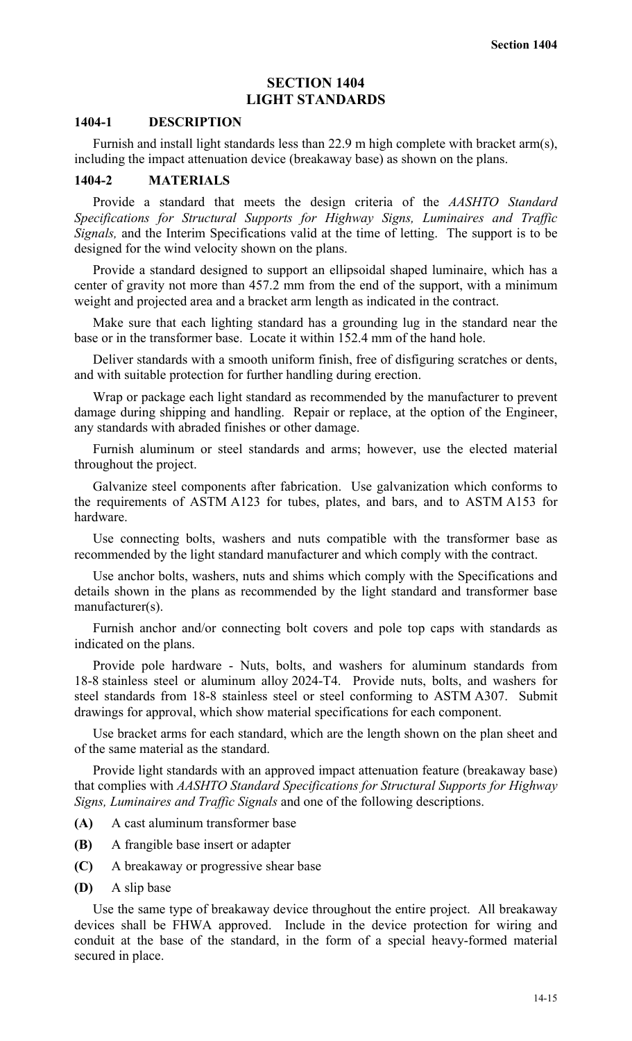# SECTION 1404
# LIGHT STANDARDS

## 1404-1 DESCRIPTION

Furnish and install light standards less than 22.9 m high complete with bracket arm(s), including the impact attenuation device (breakaway base) as shown on the plans.

## 1404-2 MATERIALS

Provide a standard that meets the design criteria of the *AASHTO Standard Specifications for Structural Supports for Highway Signs, Luminaires and Traffic Signals,* and the Interim Specifications valid at the time of letting. The support is to be designed for the wind velocity shown on the plans.

Provide a standard designed to support an ellipsoidal shaped luminaire, which has a center of gravity not more than 457.2 mm from the end of the support, with a minimum weight and projected area and a bracket arm length as indicated in the contract.

Make sure that each lighting standard has a grounding lug in the standard near the base or in the transformer base. Locate it within 152.4 mm of the hand hole.

Deliver standards with a smooth uniform finish, free of disfiguring scratches or dents, and with suitable protection for further handling during erection.

Wrap or package each light standard as recommended by the manufacturer to prevent damage during shipping and handling. Repair or replace, at the option of the Engineer, any standards with abraded finishes or other damage.

Furnish aluminum or steel standards and arms; however, use the elected material throughout the project.

Galvanize steel components after fabrication. Use galvanization which conforms to the requirements of ASTM A123 for tubes, plates, and bars, and to ASTM A153 for hardware.

Use connecting bolts, washers and nuts compatible with the transformer base as recommended by the light standard manufacturer and which comply with the contract.

Use anchor bolts, washers, nuts and shims which comply with the Specifications and details shown in the plans as recommended by the light standard and transformer base manufacturer(s).

Furnish anchor and/or connecting bolt covers and pole top caps with standards as indicated on the plans.

Provide pole hardware - Nuts, bolts, and washers for aluminum standards from 18-8 stainless steel or aluminum alloy 2024-T4. Provide nuts, bolts, and washers for steel standards from 18-8 stainless steel or steel conforming to ASTM A307. Submit drawings for approval, which show material specifications for each component.

Use bracket arms for each standard, which are the length shown on the plan sheet and of the same material as the standard.

Provide light standards with an approved impact attenuation feature (breakaway base) that complies with *AASHTO Standard Specifications for Structural Supports for Highway Signs, Luminaires and Traffic Signals* and one of the following descriptions.

**(A)** A cast aluminum transformer base

**(B)** A frangible base insert or adapter

**(C)** A breakaway or progressive shear base

**(D)** A slip base

Use the same type of breakaway device throughout the entire project. All breakaway devices shall be FHWA approved. Include in the device protection for wiring and conduit at the base of the standard, in the form of a special heavy-formed material secured in place.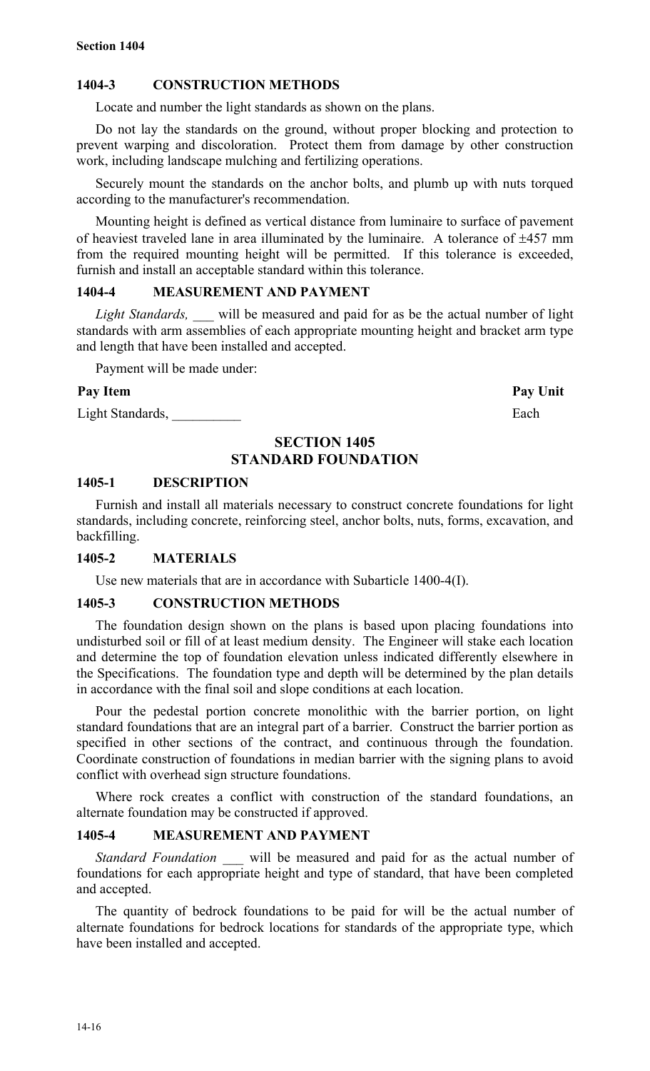### 1404-3 CONSTRUCTION METHODS

Locate and number the light standards as shown on the plans.

Do not lay the standards on the ground, without proper blocking and protection to prevent warping and discoloration. Protect them from damage by other construction work, including landscape mulching and fertilizing operations.

Securely mount the standards on the anchor bolts, and plumb up with nuts torqued according to the manufacturer's recommendation.

Mounting height is defined as vertical distance from luminaire to surface of pavement of heaviest traveled lane in area illuminated by the luminaire. A tolerance of ±457 mm from the required mounting height will be permitted. If this tolerance is exceeded, furnish and install an acceptable standard within this tolerance.

### 1404-4 MEASUREMENT AND PAYMENT

*Light Standards,* ___ will be measured and paid for as be the actual number of light standards with arm assemblies of each appropriate mounting height and bracket arm type and length that have been installed and accepted.

Payment will be made under:

| Pay Item | Pay Unit |
|---|---|
| Light Standards, __________ | Each |

## SECTION 1405 STANDARD FOUNDATION

### 1405-1 DESCRIPTION

Furnish and install all materials necessary to construct concrete foundations for light standards, including concrete, reinforcing steel, anchor bolts, nuts, forms, excavation, and backfilling.

### 1405-2 MATERIALS

Use new materials that are in accordance with Subarticle 1400-4(I).

### 1405-3 CONSTRUCTION METHODS

The foundation design shown on the plans is based upon placing foundations into undisturbed soil or fill of at least medium density. The Engineer will stake each location and determine the top of foundation elevation unless indicated differently elsewhere in the Specifications. The foundation type and depth will be determined by the plan details in accordance with the final soil and slope conditions at each location.

Pour the pedestal portion concrete monolithic with the barrier portion, on light standard foundations that are an integral part of a barrier. Construct the barrier portion as specified in other sections of the contract, and continuous through the foundation. Coordinate construction of foundations in median barrier with the signing plans to avoid conflict with overhead sign structure foundations.

Where rock creates a conflict with construction of the standard foundations, an alternate foundation may be constructed if approved.

### 1405-4 MEASUREMENT AND PAYMENT

*Standard Foundation* ___ will be measured and paid for as the actual number of foundations for each appropriate height and type of standard, that have been completed and accepted.

The quantity of bedrock foundations to be paid for will be the actual number of alternate foundations for bedrock locations for standards of the appropriate type, which have been installed and accepted.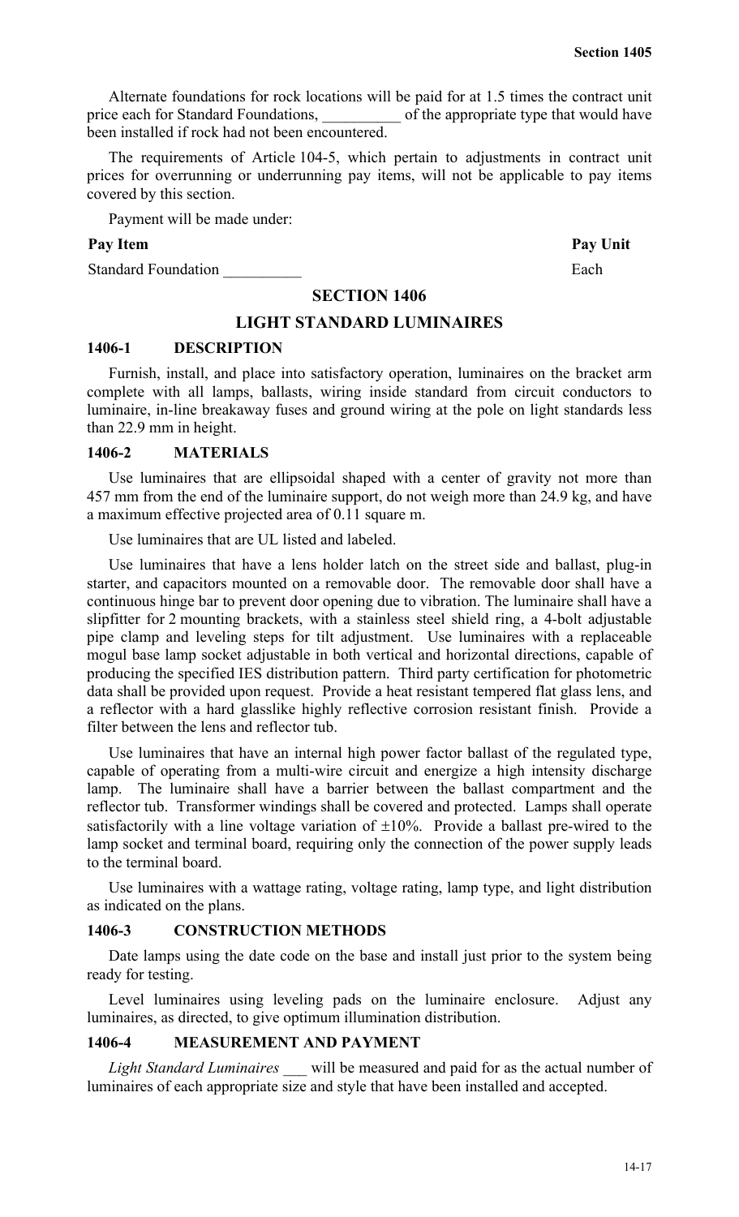Alternate foundations for rock locations will be paid for at 1.5 times the contract unit price each for Standard Foundations, __________ of the appropriate type that would have been installed if rock had not been encountered.

The requirements of Article 104-5, which pertain to adjustments in contract unit prices for overrunning or underrunning pay items, will not be applicable to pay items covered by this section.

Payment will be made under:

| **Pay Item** | **Pay Unit** |
|---|---|
| Standard Foundation __________ | Each |

## SECTION 1406

## LIGHT STANDARD LUMINAIRES

### 1406-1 DESCRIPTION

Furnish, install, and place into satisfactory operation, luminaires on the bracket arm complete with all lamps, ballasts, wiring inside standard from circuit conductors to luminaire, in-line breakaway fuses and ground wiring at the pole on light standards less than 22.9 mm in height.

### 1406-2 MATERIALS

Use luminaires that are ellipsoidal shaped with a center of gravity not more than 457 mm from the end of the luminaire support, do not weigh more than 24.9 kg, and have a maximum effective projected area of 0.11 square m.

Use luminaires that are UL listed and labeled.

Use luminaires that have a lens holder latch on the street side and ballast, plug-in starter, and capacitors mounted on a removable door. The removable door shall have a continuous hinge bar to prevent door opening due to vibration. The luminaire shall have a slipfitter for 2 mounting brackets, with a stainless steel shield ring, a 4-bolt adjustable pipe clamp and leveling steps for tilt adjustment. Use luminaires with a replaceable mogul base lamp socket adjustable in both vertical and horizontal directions, capable of producing the specified IES distribution pattern. Third party certification for photometric data shall be provided upon request. Provide a heat resistant tempered flat glass lens, and a reflector with a hard glasslike highly reflective corrosion resistant finish. Provide a filter between the lens and reflector tub.

Use luminaires that have an internal high power factor ballast of the regulated type, capable of operating from a multi-wire circuit and energize a high intensity discharge lamp. The luminaire shall have a barrier between the ballast compartment and the reflector tub. Transformer windings shall be covered and protected. Lamps shall operate satisfactorily with a line voltage variation of ±10%. Provide a ballast pre-wired to the lamp socket and terminal board, requiring only the connection of the power supply leads to the terminal board.

Use luminaires with a wattage rating, voltage rating, lamp type, and light distribution as indicated on the plans.

### 1406-3 CONSTRUCTION METHODS

Date lamps using the date code on the base and install just prior to the system being ready for testing.

Level luminaires using leveling pads on the luminaire enclosure. Adjust any luminaires, as directed, to give optimum illumination distribution.

### 1406-4 MEASUREMENT AND PAYMENT

*Light Standard Luminaires* ___ will be measured and paid for as the actual number of luminaires of each appropriate size and style that have been installed and accepted.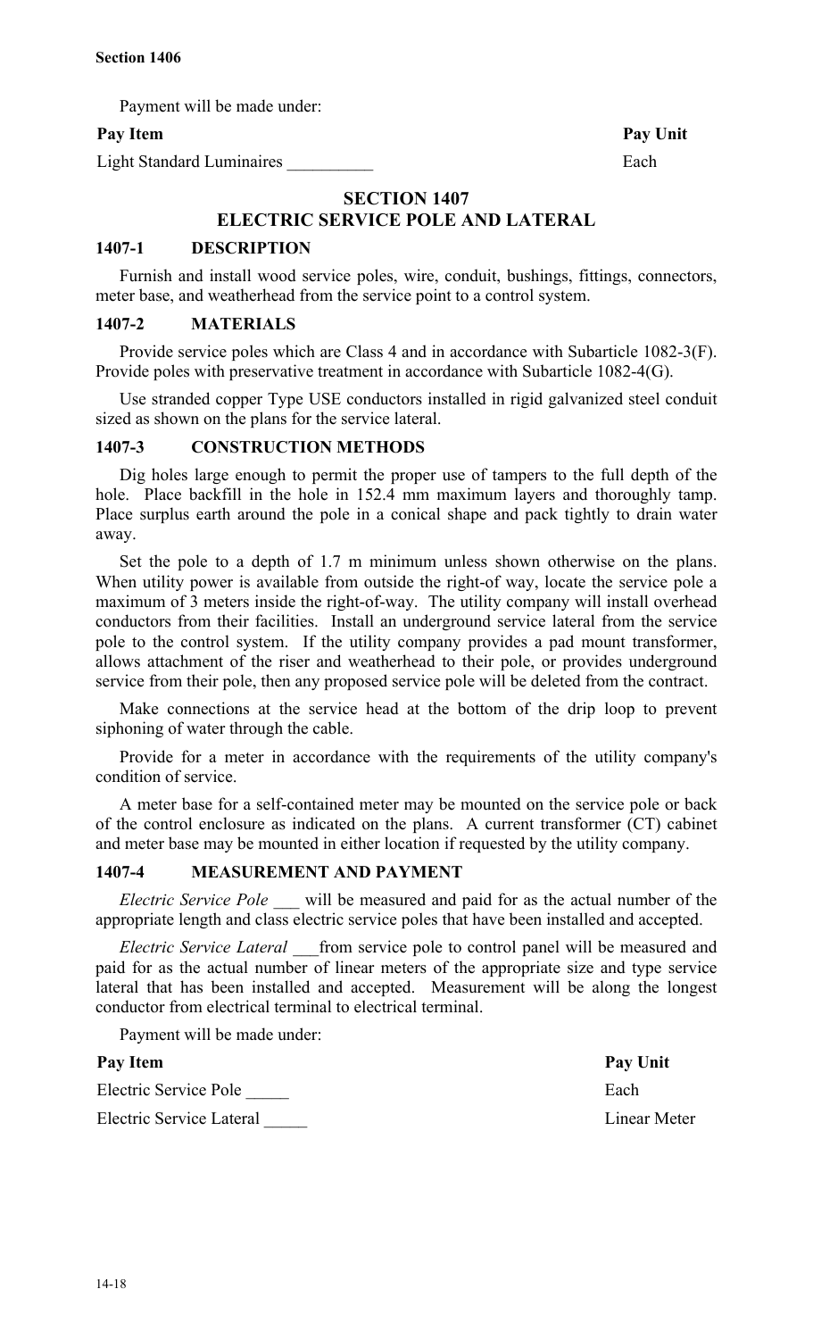Payment will be made under:

| Pay Item | Pay Unit |
|---|---|
| Light Standard Luminaires __________ | Each |

## SECTION 1407
## ELECTRIC SERVICE POLE AND LATERAL

### 1407-1 DESCRIPTION

Furnish and install wood service poles, wire, conduit, bushings, fittings, connectors, meter base, and weatherhead from the service point to a control system.

### 1407-2 MATERIALS

Provide service poles which are Class 4 and in accordance with Subarticle 1082-3(F). Provide poles with preservative treatment in accordance with Subarticle 1082-4(G).

Use stranded copper Type USE conductors installed in rigid galvanized steel conduit sized as shown on the plans for the service lateral.

### 1407-3 CONSTRUCTION METHODS

Dig holes large enough to permit the proper use of tampers to the full depth of the hole. Place backfill in the hole in 152.4 mm maximum layers and thoroughly tamp. Place surplus earth around the pole in a conical shape and pack tightly to drain water away.

Set the pole to a depth of 1.7 m minimum unless shown otherwise on the plans. When utility power is available from outside the right-of way, locate the service pole a maximum of 3 meters inside the right-of-way. The utility company will install overhead conductors from their facilities. Install an underground service lateral from the service pole to the control system. If the utility company provides a pad mount transformer, allows attachment of the riser and weatherhead to their pole, or provides underground service from their pole, then any proposed service pole will be deleted from the contract.

Make connections at the service head at the bottom of the drip loop to prevent siphoning of water through the cable.

Provide for a meter in accordance with the requirements of the utility company's condition of service.

A meter base for a self-contained meter may be mounted on the service pole or back of the control enclosure as indicated on the plans. A current transformer (CT) cabinet and meter base may be mounted in either location if requested by the utility company.

### 1407-4 MEASUREMENT AND PAYMENT

*Electric Service Pole* ___ will be measured and paid for as the actual number of the appropriate length and class electric service poles that have been installed and accepted.

*Electric Service Lateral* ___from service pole to control panel will be measured and paid for as the actual number of linear meters of the appropriate size and type service lateral that has been installed and accepted. Measurement will be along the longest conductor from electrical terminal to electrical terminal.

Payment will be made under:

| Pay Item | Pay Unit |
|---|---|
| Electric Service Pole _____ | Each |
| Electric Service Lateral _____ | Linear Meter |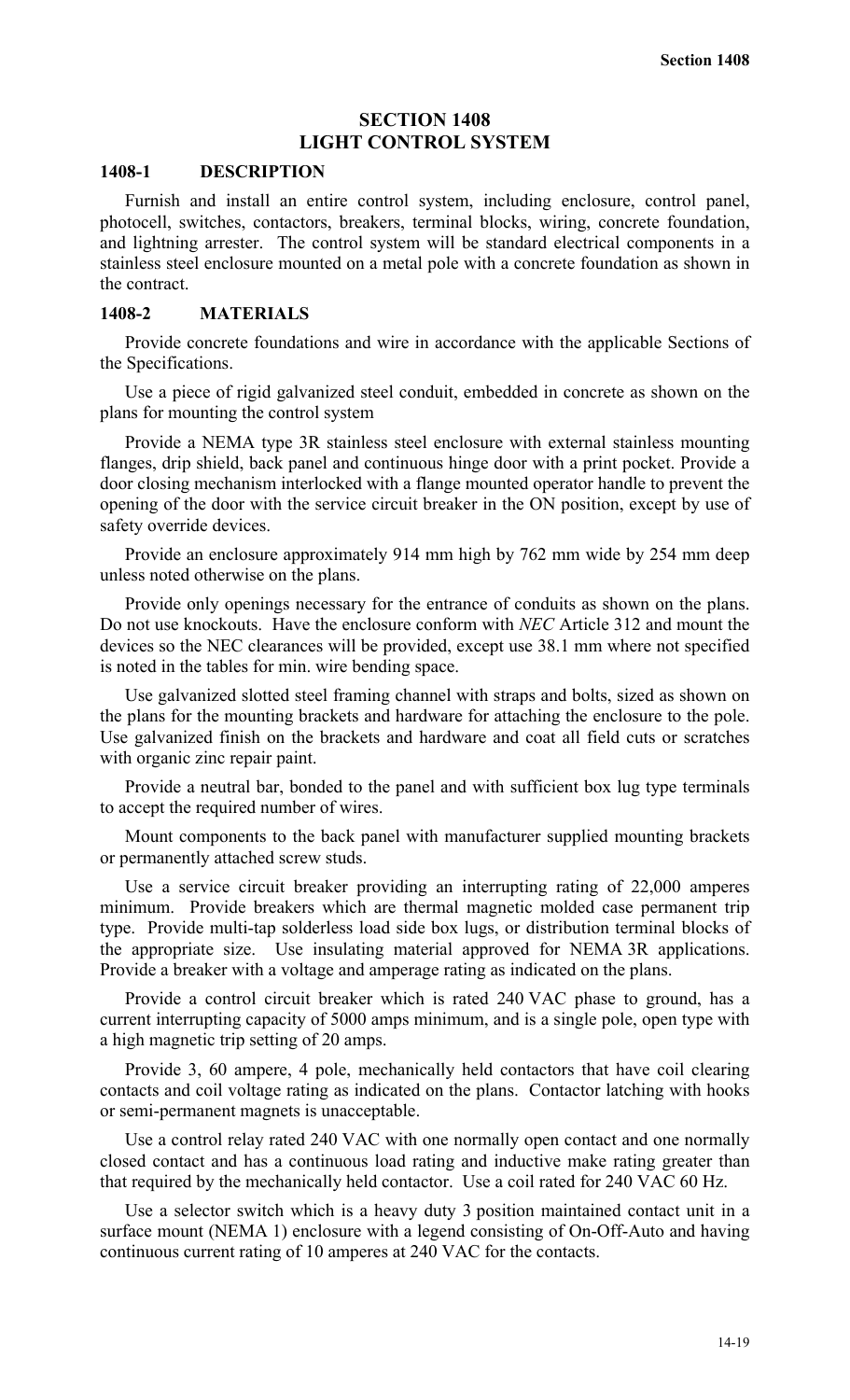# SECTION 1408
# LIGHT CONTROL SYSTEM

## 1408-1 DESCRIPTION

Furnish and install an entire control system, including enclosure, control panel, photocell, switches, contactors, breakers, terminal blocks, wiring, concrete foundation, and lightning arrester. The control system will be standard electrical components in a stainless steel enclosure mounted on a metal pole with a concrete foundation as shown in the contract.

## 1408-2 MATERIALS

Provide concrete foundations and wire in accordance with the applicable Sections of the Specifications.

Use a piece of rigid galvanized steel conduit, embedded in concrete as shown on the plans for mounting the control system

Provide a NEMA type 3R stainless steel enclosure with external stainless mounting flanges, drip shield, back panel and continuous hinge door with a print pocket. Provide a door closing mechanism interlocked with a flange mounted operator handle to prevent the opening of the door with the service circuit breaker in the ON position, except by use of safety override devices.

Provide an enclosure approximately 914 mm high by 762 mm wide by 254 mm deep unless noted otherwise on the plans.

Provide only openings necessary for the entrance of conduits as shown on the plans. Do not use knockouts. Have the enclosure conform with *NEC* Article 312 and mount the devices so the NEC clearances will be provided, except use 38.1 mm where not specified is noted in the tables for min. wire bending space.

Use galvanized slotted steel framing channel with straps and bolts, sized as shown on the plans for the mounting brackets and hardware for attaching the enclosure to the pole. Use galvanized finish on the brackets and hardware and coat all field cuts or scratches with organic zinc repair paint.

Provide a neutral bar, bonded to the panel and with sufficient box lug type terminals to accept the required number of wires.

Mount components to the back panel with manufacturer supplied mounting brackets or permanently attached screw studs.

Use a service circuit breaker providing an interrupting rating of 22,000 amperes minimum. Provide breakers which are thermal magnetic molded case permanent trip type. Provide multi-tap solderless load side box lugs, or distribution terminal blocks of the appropriate size. Use insulating material approved for NEMA 3R applications. Provide a breaker with a voltage and amperage rating as indicated on the plans.

Provide a control circuit breaker which is rated 240 VAC phase to ground, has a current interrupting capacity of 5000 amps minimum, and is a single pole, open type with a high magnetic trip setting of 20 amps.

Provide 3, 60 ampere, 4 pole, mechanically held contactors that have coil clearing contacts and coil voltage rating as indicated on the plans. Contactor latching with hooks or semi-permanent magnets is unacceptable.

Use a control relay rated 240 VAC with one normally open contact and one normally closed contact and has a continuous load rating and inductive make rating greater than that required by the mechanically held contactor. Use a coil rated for 240 VAC 60 Hz.

Use a selector switch which is a heavy duty 3 position maintained contact unit in a surface mount (NEMA 1) enclosure with a legend consisting of On-Off-Auto and having continuous current rating of 10 amperes at 240 VAC for the contacts.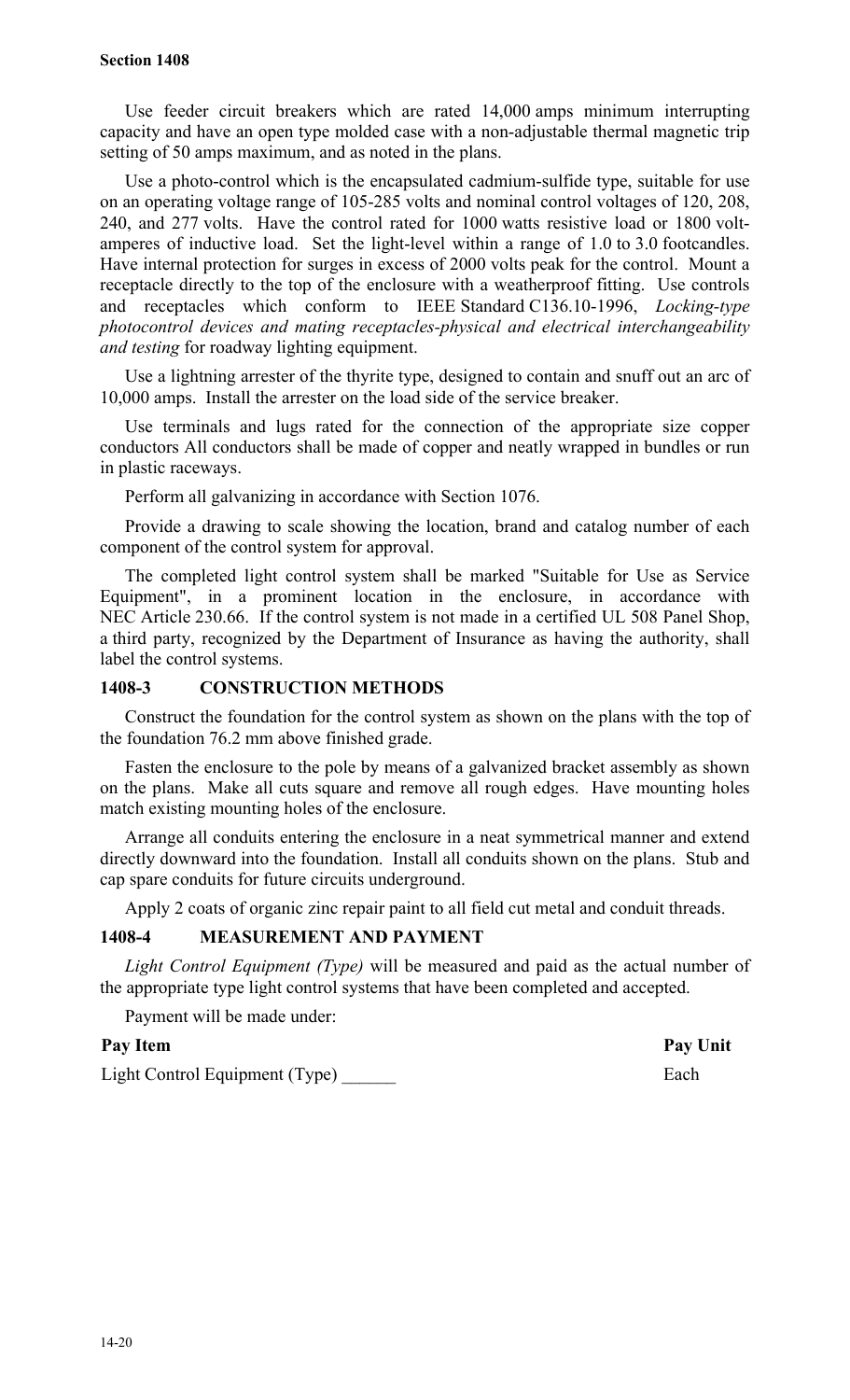Use feeder circuit breakers which are rated 14,000 amps minimum interrupting capacity and have an open type molded case with a non-adjustable thermal magnetic trip setting of 50 amps maximum, and as noted in the plans.

Use a photo-control which is the encapsulated cadmium-sulfide type, suitable for use on an operating voltage range of 105-285 volts and nominal control voltages of 120, 208, 240, and 277 volts. Have the control rated for 1000 watts resistive load or 1800 volt-amperes of inductive load. Set the light-level within a range of 1.0 to 3.0 footcandles. Have internal protection for surges in excess of 2000 volts peak for the control. Mount a receptacle directly to the top of the enclosure with a weatherproof fitting. Use controls and receptacles which conform to IEEE Standard C136.10-1996, *Locking-type photocontrol devices and mating receptacles-physical and electrical interchangeability and testing* for roadway lighting equipment.

Use a lightning arrester of the thyrite type, designed to contain and snuff out an arc of 10,000 amps. Install the arrester on the load side of the service breaker.

Use terminals and lugs rated for the connection of the appropriate size copper conductors All conductors shall be made of copper and neatly wrapped in bundles or run in plastic raceways.

Perform all galvanizing in accordance with Section 1076.

Provide a drawing to scale showing the location, brand and catalog number of each component of the control system for approval.

The completed light control system shall be marked "Suitable for Use as Service Equipment", in a prominent location in the enclosure, in accordance with NEC Article 230.66. If the control system is not made in a certified UL 508 Panel Shop, a third party, recognized by the Department of Insurance as having the authority, shall label the control systems.

## 1408-3 CONSTRUCTION METHODS

Construct the foundation for the control system as shown on the plans with the top of the foundation 76.2 mm above finished grade.

Fasten the enclosure to the pole by means of a galvanized bracket assembly as shown on the plans. Make all cuts square and remove all rough edges. Have mounting holes match existing mounting holes of the enclosure.

Arrange all conduits entering the enclosure in a neat symmetrical manner and extend directly downward into the foundation. Install all conduits shown on the plans. Stub and cap spare conduits for future circuits underground.

Apply 2 coats of organic zinc repair paint to all field cut metal and conduit threads.

## 1408-4 MEASUREMENT AND PAYMENT

*Light Control Equipment (Type)* will be measured and paid as the actual number of the appropriate type light control systems that have been completed and accepted.

Payment will be made under:

| Pay Item | Pay Unit |
|---|---|
| Light Control Equipment (Type) ______ | Each |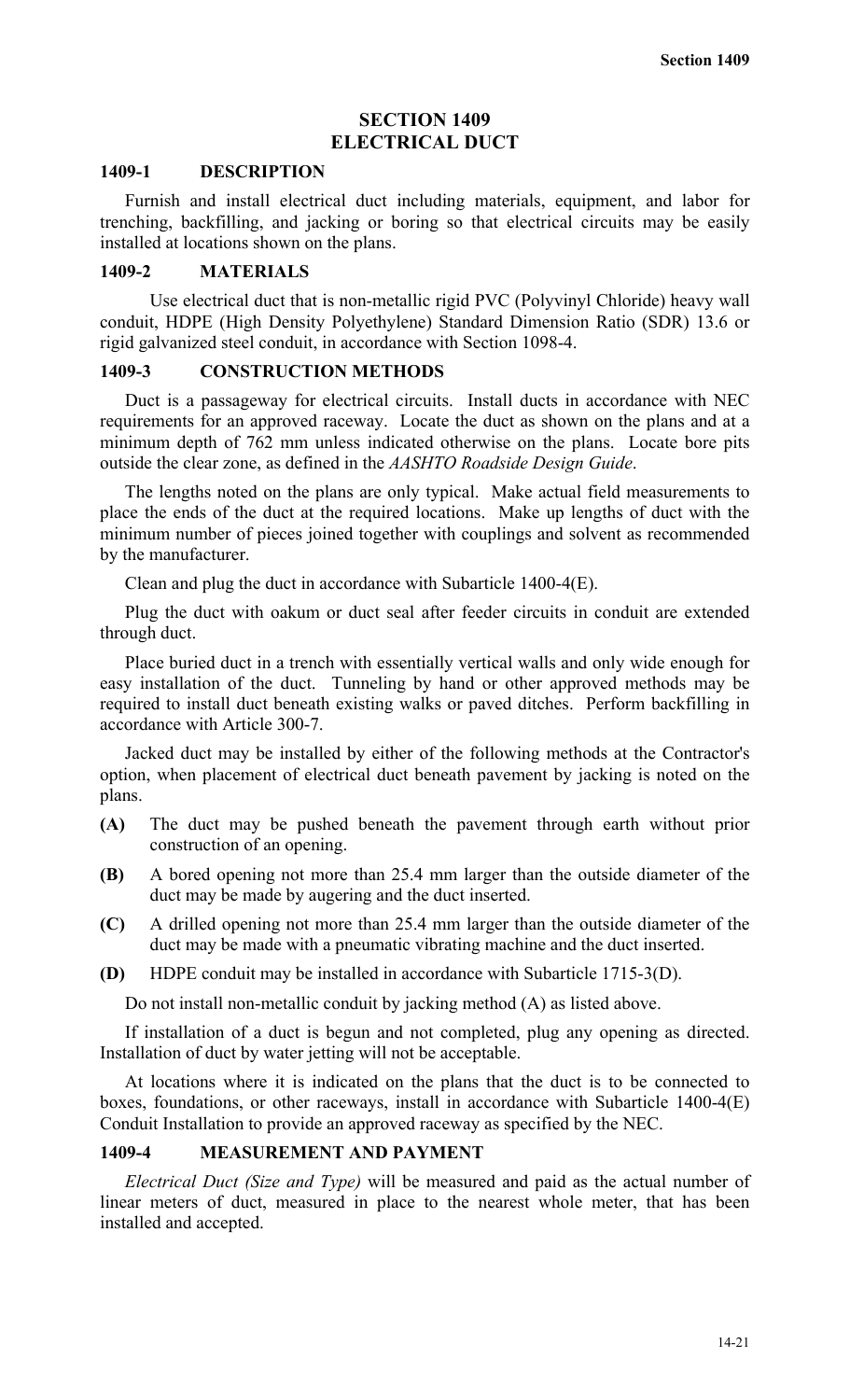# SECTION 1409
# ELECTRICAL DUCT

## 1409-1 DESCRIPTION

Furnish and install electrical duct including materials, equipment, and labor for trenching, backfilling, and jacking or boring so that electrical circuits may be easily installed at locations shown on the plans.

## 1409-2 MATERIALS

Use electrical duct that is non-metallic rigid PVC (Polyvinyl Chloride) heavy wall conduit, HDPE (High Density Polyethylene) Standard Dimension Ratio (SDR) 13.6 or rigid galvanized steel conduit, in accordance with Section 1098-4.

## 1409-3 CONSTRUCTION METHODS

Duct is a passageway for electrical circuits. Install ducts in accordance with NEC requirements for an approved raceway. Locate the duct as shown on the plans and at a minimum depth of 762 mm unless indicated otherwise on the plans. Locate bore pits outside the clear zone, as defined in the *AASHTO Roadside Design Guide*.

The lengths noted on the plans are only typical. Make actual field measurements to place the ends of the duct at the required locations. Make up lengths of duct with the minimum number of pieces joined together with couplings and solvent as recommended by the manufacturer.

Clean and plug the duct in accordance with Subarticle 1400-4(E).

Plug the duct with oakum or duct seal after feeder circuits in conduit are extended through duct.

Place buried duct in a trench with essentially vertical walls and only wide enough for easy installation of the duct. Tunneling by hand or other approved methods may be required to install duct beneath existing walks or paved ditches. Perform backfilling in accordance with Article 300-7.

Jacked duct may be installed by either of the following methods at the Contractor's option, when placement of electrical duct beneath pavement by jacking is noted on the plans.

**(A)** The duct may be pushed beneath the pavement through earth without prior construction of an opening.

**(B)** A bored opening not more than 25.4 mm larger than the outside diameter of the duct may be made by augering and the duct inserted.

**(C)** A drilled opening not more than 25.4 mm larger than the outside diameter of the duct may be made with a pneumatic vibrating machine and the duct inserted.

**(D)** HDPE conduit may be installed in accordance with Subarticle 1715-3(D).

Do not install non-metallic conduit by jacking method (A) as listed above.

If installation of a duct is begun and not completed, plug any opening as directed. Installation of duct by water jetting will not be acceptable.

At locations where it is indicated on the plans that the duct is to be connected to boxes, foundations, or other raceways, install in accordance with Subarticle 1400-4(E) Conduit Installation to provide an approved raceway as specified by the NEC.

## 1409-4 MEASUREMENT AND PAYMENT

*Electrical Duct (Size and Type)* will be measured and paid as the actual number of linear meters of duct, measured in place to the nearest whole meter, that has been installed and accepted.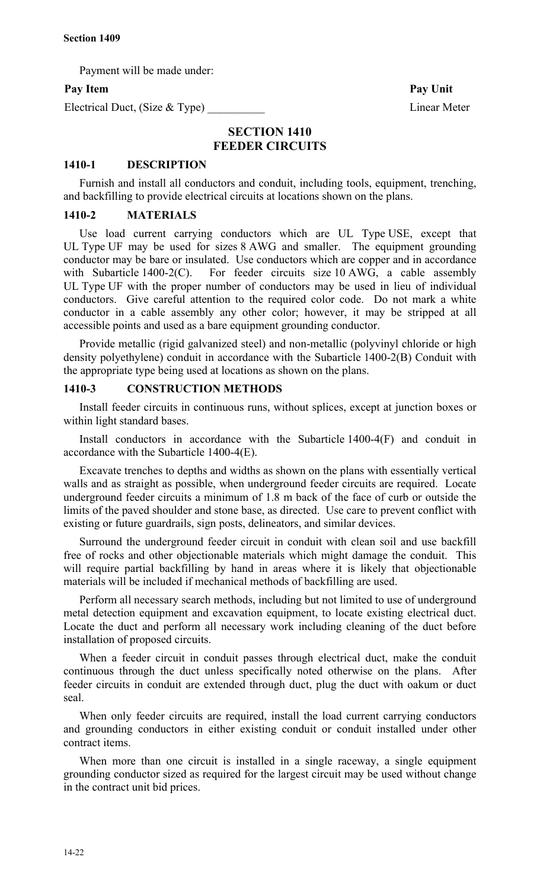Payment will be made under:

| Pay Item | Pay Unit |
|---|---|
| Electrical Duct, (Size & Type) __________ | Linear Meter |

# SECTION 1410
# FEEDER CIRCUITS

## 1410-1 DESCRIPTION

Furnish and install all conductors and conduit, including tools, equipment, trenching, and backfilling to provide electrical circuits at locations shown on the plans.

## 1410-2 MATERIALS

Use load current carrying conductors which are UL Type USE, except that UL Type UF may be used for sizes 8 AWG and smaller. The equipment grounding conductor may be bare or insulated. Use conductors which are copper and in accordance with Subarticle 1400-2(C). For feeder circuits size 10 AWG, a cable assembly UL Type UF with the proper number of conductors may be used in lieu of individual conductors. Give careful attention to the required color code. Do not mark a white conductor in a cable assembly any other color; however, it may be stripped at all accessible points and used as a bare equipment grounding conductor.

Provide metallic (rigid galvanized steel) and non-metallic (polyvinyl chloride or high density polyethylene) conduit in accordance with the Subarticle 1400-2(B) Conduit with the appropriate type being used at locations as shown on the plans.

## 1410-3 CONSTRUCTION METHODS

Install feeder circuits in continuous runs, without splices, except at junction boxes or within light standard bases.

Install conductors in accordance with the Subarticle 1400-4(F) and conduit in accordance with the Subarticle 1400-4(E).

Excavate trenches to depths and widths as shown on the plans with essentially vertical walls and as straight as possible, when underground feeder circuits are required. Locate underground feeder circuits a minimum of 1.8 m back of the face of curb or outside the limits of the paved shoulder and stone base, as directed. Use care to prevent conflict with existing or future guardrails, sign posts, delineators, and similar devices.

Surround the underground feeder circuit in conduit with clean soil and use backfill free of rocks and other objectionable materials which might damage the conduit. This will require partial backfilling by hand in areas where it is likely that objectionable materials will be included if mechanical methods of backfilling are used.

Perform all necessary search methods, including but not limited to use of underground metal detection equipment and excavation equipment, to locate existing electrical duct. Locate the duct and perform all necessary work including cleaning of the duct before installation of proposed circuits.

When a feeder circuit in conduit passes through electrical duct, make the conduit continuous through the duct unless specifically noted otherwise on the plans. After feeder circuits in conduit are extended through duct, plug the duct with oakum or duct seal.

When only feeder circuits are required, install the load current carrying conductors and grounding conductors in either existing conduit or conduit installed under other contract items.

When more than one circuit is installed in a single raceway, a single equipment grounding conductor sized as required for the largest circuit may be used without change in the contract unit bid prices.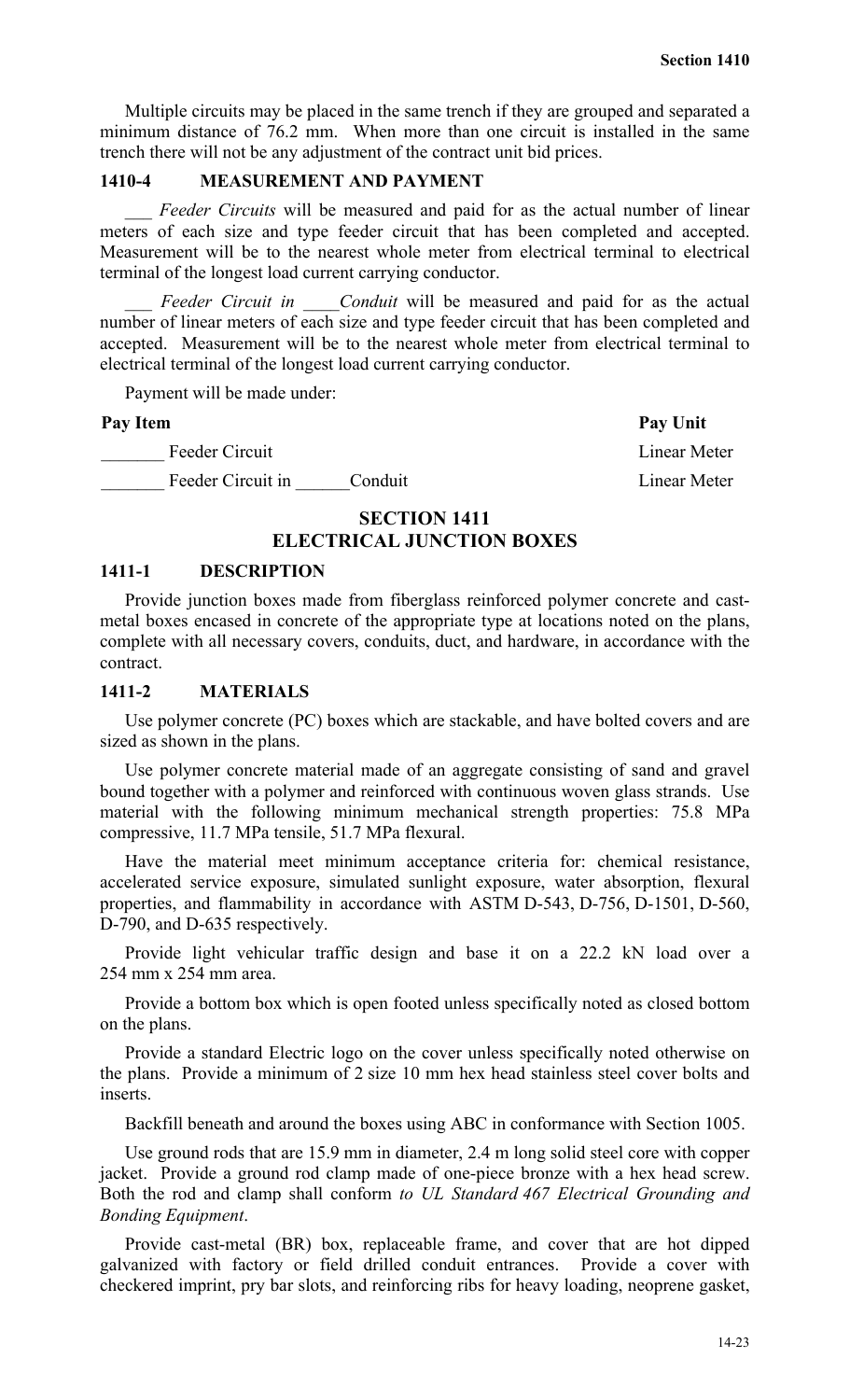Multiple circuits may be placed in the same trench if they are grouped and separated a minimum distance of 76.2 mm. When more than one circuit is installed in the same trench there will not be any adjustment of the contract unit bid prices.

### 1410-4 MEASUREMENT AND PAYMENT

___ *Feeder Circuits* will be measured and paid for as the actual number of linear meters of each size and type feeder circuit that has been completed and accepted. Measurement will be to the nearest whole meter from electrical terminal to electrical terminal of the longest load current carrying conductor.

___ *Feeder Circuit in ____Conduit* will be measured and paid for as the actual number of linear meters of each size and type feeder circuit that has been completed and accepted. Measurement will be to the nearest whole meter from electrical terminal to electrical terminal of the longest load current carrying conductor.

Payment will be made under:

| Pay Item | Pay Unit |
|---|---|
| _______ Feeder Circuit | Linear Meter |
| _______ Feeder Circuit in ______Conduit | Linear Meter |

## SECTION 1411
## ELECTRICAL JUNCTION BOXES

### 1411-1 DESCRIPTION

Provide junction boxes made from fiberglass reinforced polymer concrete and cast-metal boxes encased in concrete of the appropriate type at locations noted on the plans, complete with all necessary covers, conduits, duct, and hardware, in accordance with the contract.

### 1411-2 MATERIALS

Use polymer concrete (PC) boxes which are stackable, and have bolted covers and are sized as shown in the plans.

Use polymer concrete material made of an aggregate consisting of sand and gravel bound together with a polymer and reinforced with continuous woven glass strands. Use material with the following minimum mechanical strength properties: 75.8 MPa compressive, 11.7 MPa tensile, 51.7 MPa flexural.

Have the material meet minimum acceptance criteria for: chemical resistance, accelerated service exposure, simulated sunlight exposure, water absorption, flexural properties, and flammability in accordance with ASTM D-543, D-756, D-1501, D-560, D-790, and D-635 respectively.

Provide light vehicular traffic design and base it on a 22.2 kN load over a 254 mm x 254 mm area.

Provide a bottom box which is open footed unless specifically noted as closed bottom on the plans.

Provide a standard Electric logo on the cover unless specifically noted otherwise on the plans. Provide a minimum of 2 size 10 mm hex head stainless steel cover bolts and inserts.

Backfill beneath and around the boxes using ABC in conformance with Section 1005.

Use ground rods that are 15.9 mm in diameter, 2.4 m long solid steel core with copper jacket. Provide a ground rod clamp made of one-piece bronze with a hex head screw. Both the rod and clamp shall conform *to UL Standard 467 Electrical Grounding and Bonding Equipment*.

Provide cast-metal (BR) box, replaceable frame, and cover that are hot dipped galvanized with factory or field drilled conduit entrances. Provide a cover with checkered imprint, pry bar slots, and reinforcing ribs for heavy loading, neoprene gasket,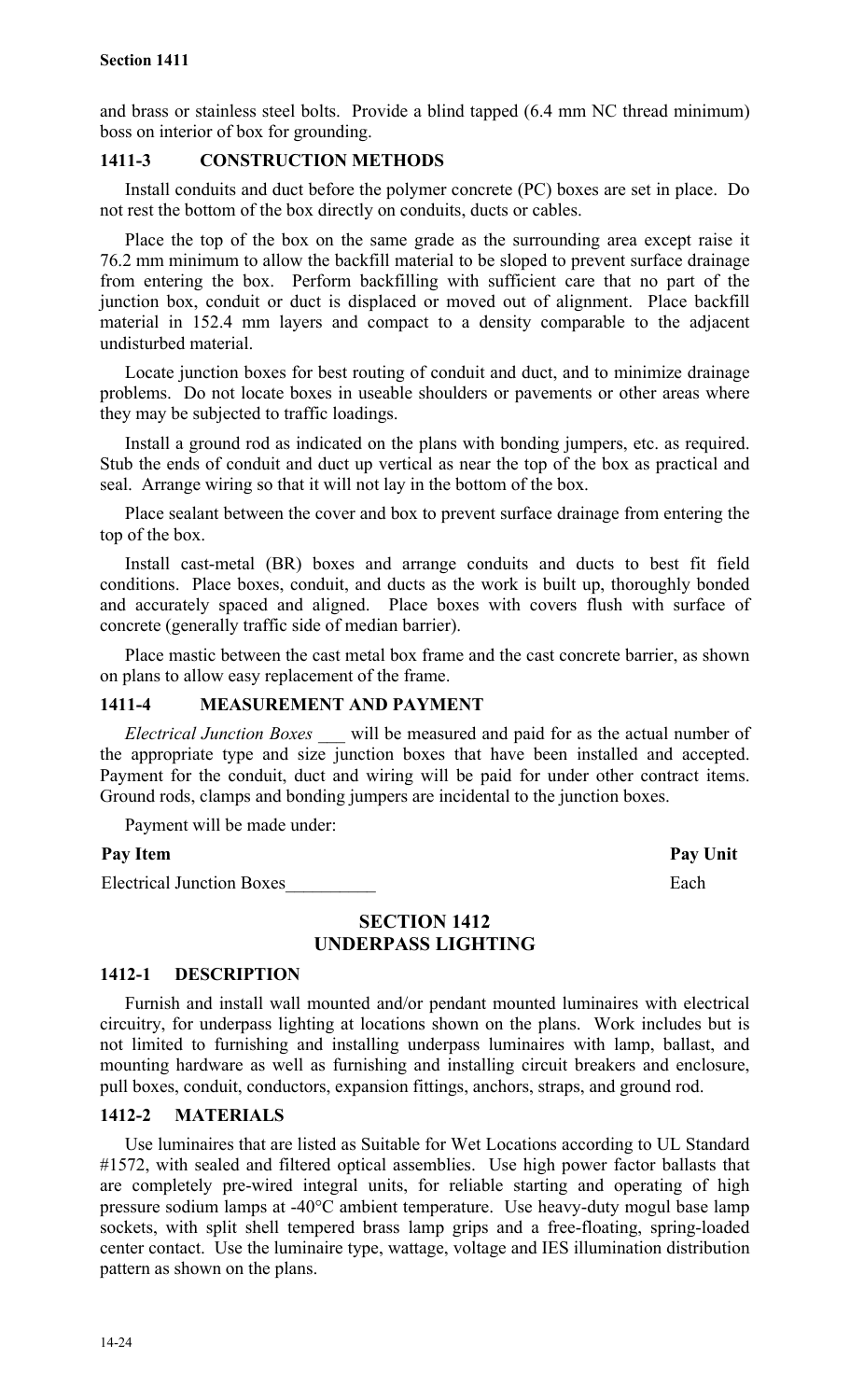and brass or stainless steel bolts. Provide a blind tapped (6.4 mm NC thread minimum) boss on interior of box for grounding.

### 1411-3 CONSTRUCTION METHODS

Install conduits and duct before the polymer concrete (PC) boxes are set in place. Do not rest the bottom of the box directly on conduits, ducts or cables.

Place the top of the box on the same grade as the surrounding area except raise it 76.2 mm minimum to allow the backfill material to be sloped to prevent surface drainage from entering the box. Perform backfilling with sufficient care that no part of the junction box, conduit or duct is displaced or moved out of alignment. Place backfill material in 152.4 mm layers and compact to a density comparable to the adjacent undisturbed material.

Locate junction boxes for best routing of conduit and duct, and to minimize drainage problems. Do not locate boxes in useable shoulders or pavements or other areas where they may be subjected to traffic loadings.

Install a ground rod as indicated on the plans with bonding jumpers, etc. as required. Stub the ends of conduit and duct up vertical as near the top of the box as practical and seal. Arrange wiring so that it will not lay in the bottom of the box.

Place sealant between the cover and box to prevent surface drainage from entering the top of the box.

Install cast-metal (BR) boxes and arrange conduits and ducts to best fit field conditions. Place boxes, conduit, and ducts as the work is built up, thoroughly bonded and accurately spaced and aligned. Place boxes with covers flush with surface of concrete (generally traffic side of median barrier).

Place mastic between the cast metal box frame and the cast concrete barrier, as shown on plans to allow easy replacement of the frame.

### 1411-4 MEASUREMENT AND PAYMENT

*Electrical Junction Boxes* ___ will be measured and paid for as the actual number of the appropriate type and size junction boxes that have been installed and accepted. Payment for the conduit, duct and wiring will be paid for under other contract items. Ground rods, clamps and bonding jumpers are incidental to the junction boxes.

Payment will be made under:

| Pay Item | Pay Unit |
|---|---|
| Electrical Junction Boxes__________ | Each |

## SECTION 1412
## UNDERPASS LIGHTING

### 1412-1 DESCRIPTION

Furnish and install wall mounted and/or pendant mounted luminaires with electrical circuitry, for underpass lighting at locations shown on the plans. Work includes but is not limited to furnishing and installing underpass luminaires with lamp, ballast, and mounting hardware as well as furnishing and installing circuit breakers and enclosure, pull boxes, conduit, conductors, expansion fittings, anchors, straps, and ground rod.

### 1412-2 MATERIALS

Use luminaires that are listed as Suitable for Wet Locations according to UL Standard #1572, with sealed and filtered optical assemblies. Use high power factor ballasts that are completely pre-wired integral units, for reliable starting and operating of high pressure sodium lamps at -40°C ambient temperature. Use heavy-duty mogul base lamp sockets, with split shell tempered brass lamp grips and a free-floating, spring-loaded center contact. Use the luminaire type, wattage, voltage and IES illumination distribution pattern as shown on the plans.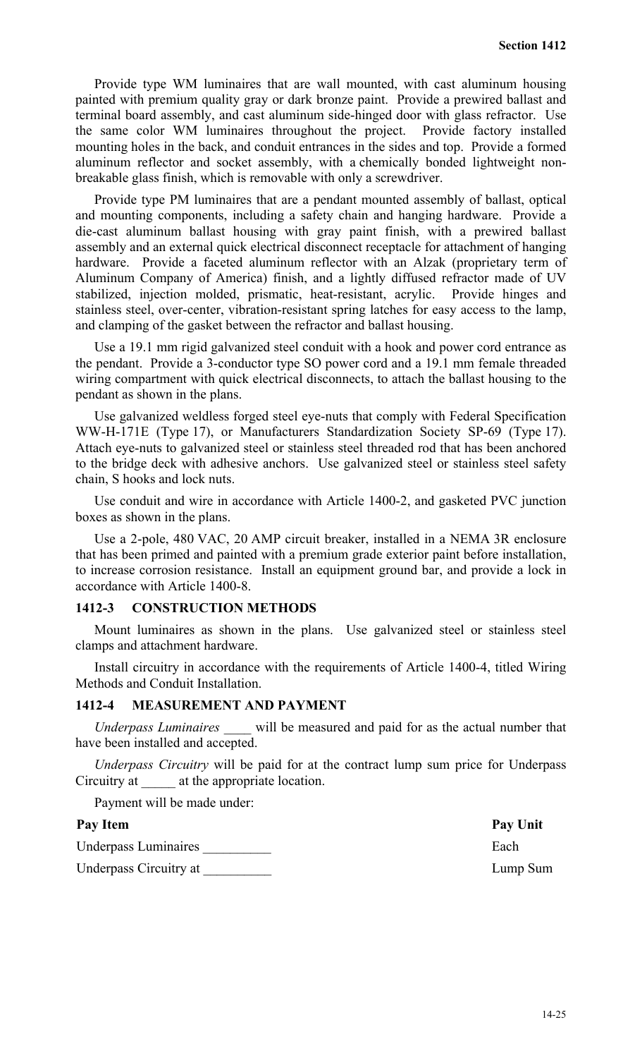Provide type WM luminaires that are wall mounted, with cast aluminum housing painted with premium quality gray or dark bronze paint. Provide a prewired ballast and terminal board assembly, and cast aluminum side-hinged door with glass refractor. Use the same color WM luminaires throughout the project. Provide factory installed mounting holes in the back, and conduit entrances in the sides and top. Provide a formed aluminum reflector and socket assembly, with a chemically bonded lightweight non-breakable glass finish, which is removable with only a screwdriver.

Provide type PM luminaires that are a pendant mounted assembly of ballast, optical and mounting components, including a safety chain and hanging hardware. Provide a die-cast aluminum ballast housing with gray paint finish, with a prewired ballast assembly and an external quick electrical disconnect receptacle for attachment of hanging hardware. Provide a faceted aluminum reflector with an Alzak (proprietary term of Aluminum Company of America) finish, and a lightly diffused refractor made of UV stabilized, injection molded, prismatic, heat-resistant, acrylic. Provide hinges and stainless steel, over-center, vibration-resistant spring latches for easy access to the lamp, and clamping of the gasket between the refractor and ballast housing.

Use a 19.1 mm rigid galvanized steel conduit with a hook and power cord entrance as the pendant. Provide a 3-conductor type SO power cord and a 19.1 mm female threaded wiring compartment with quick electrical disconnects, to attach the ballast housing to the pendant as shown in the plans.

Use galvanized weldless forged steel eye-nuts that comply with Federal Specification WW-H-171E (Type 17), or Manufacturers Standardization Society SP-69 (Type 17). Attach eye-nuts to galvanized steel or stainless steel threaded rod that has been anchored to the bridge deck with adhesive anchors. Use galvanized steel or stainless steel safety chain, S hooks and lock nuts.

Use conduit and wire in accordance with Article 1400-2, and gasketed PVC junction boxes as shown in the plans.

Use a 2-pole, 480 VAC, 20 AMP circuit breaker, installed in a NEMA 3R enclosure that has been primed and painted with a premium grade exterior paint before installation, to increase corrosion resistance. Install an equipment ground bar, and provide a lock in accordance with Article 1400-8.

## 1412-3 CONSTRUCTION METHODS

Mount luminaires as shown in the plans. Use galvanized steel or stainless steel clamps and attachment hardware.

Install circuitry in accordance with the requirements of Article 1400-4, titled Wiring Methods and Conduit Installation.

## 1412-4 MEASUREMENT AND PAYMENT

*Underpass Luminaires* ____ will be measured and paid for as the actual number that have been installed and accepted.

*Underpass Circuitry* will be paid for at the contract lump sum price for Underpass Circuitry at _____ at the appropriate location.

Payment will be made under:

| Pay Item | Pay Unit |
|---|---|
| Underpass Luminaires __________ | Each |
| Underpass Circuitry at __________ | Lump Sum |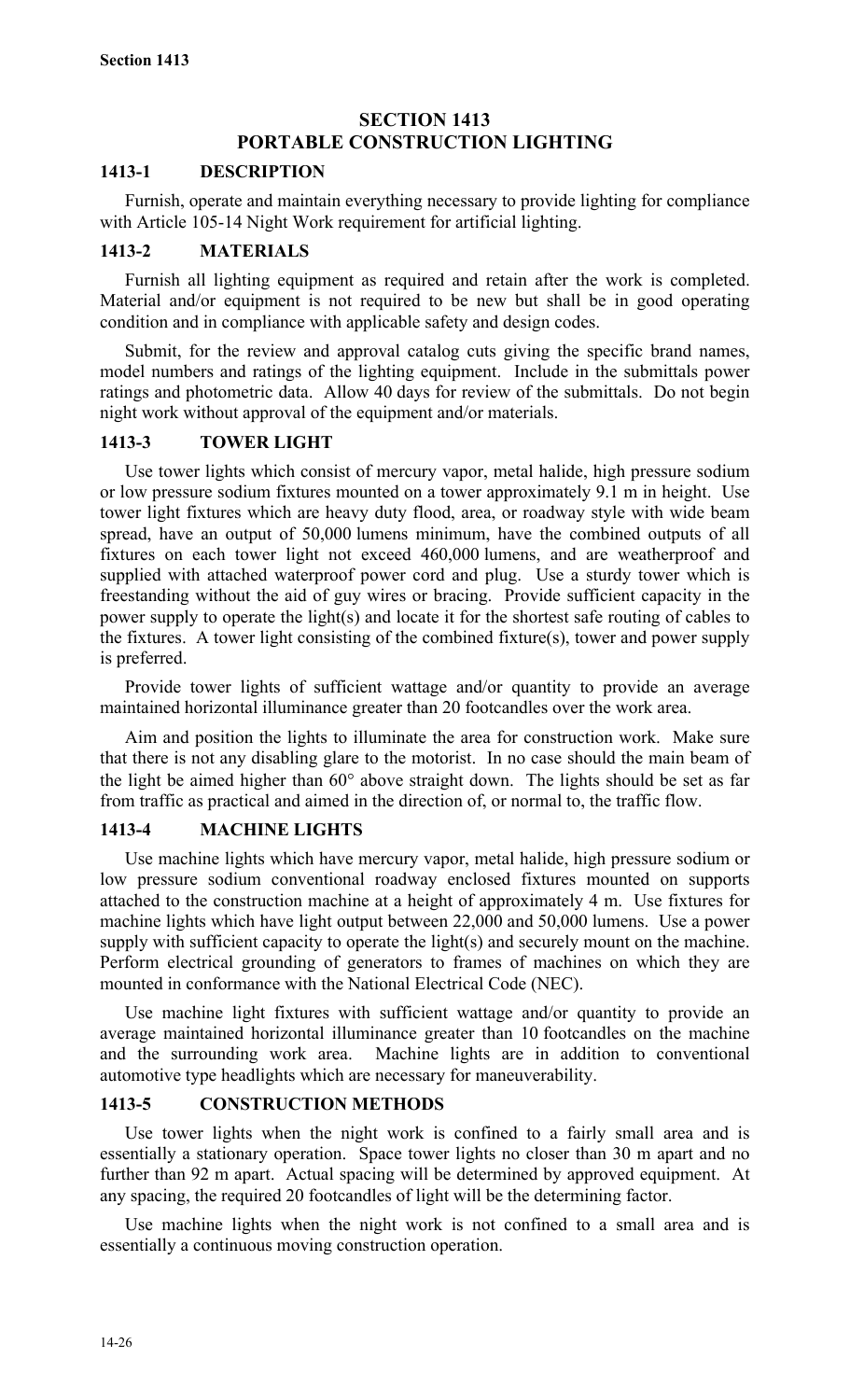# SECTION 1413
# PORTABLE CONSTRUCTION LIGHTING

## 1413-1 DESCRIPTION

Furnish, operate and maintain everything necessary to provide lighting for compliance with Article 105-14 Night Work requirement for artificial lighting.

## 1413-2 MATERIALS

Furnish all lighting equipment as required and retain after the work is completed. Material and/or equipment is not required to be new but shall be in good operating condition and in compliance with applicable safety and design codes.

Submit, for the review and approval catalog cuts giving the specific brand names, model numbers and ratings of the lighting equipment. Include in the submittals power ratings and photometric data. Allow 40 days for review of the submittals. Do not begin night work without approval of the equipment and/or materials.

## 1413-3 TOWER LIGHT

Use tower lights which consist of mercury vapor, metal halide, high pressure sodium or low pressure sodium fixtures mounted on a tower approximately 9.1 m in height. Use tower light fixtures which are heavy duty flood, area, or roadway style with wide beam spread, have an output of 50,000 lumens minimum, have the combined outputs of all fixtures on each tower light not exceed 460,000 lumens, and are weatherproof and supplied with attached waterproof power cord and plug. Use a sturdy tower which is freestanding without the aid of guy wires or bracing. Provide sufficient capacity in the power supply to operate the light(s) and locate it for the shortest safe routing of cables to the fixtures. A tower light consisting of the combined fixture(s), tower and power supply is preferred.

Provide tower lights of sufficient wattage and/or quantity to provide an average maintained horizontal illuminance greater than 20 footcandles over the work area.

Aim and position the lights to illuminate the area for construction work. Make sure that there is not any disabling glare to the motorist. In no case should the main beam of the light be aimed higher than 60° above straight down. The lights should be set as far from traffic as practical and aimed in the direction of, or normal to, the traffic flow.

## 1413-4 MACHINE LIGHTS

Use machine lights which have mercury vapor, metal halide, high pressure sodium or low pressure sodium conventional roadway enclosed fixtures mounted on supports attached to the construction machine at a height of approximately 4 m. Use fixtures for machine lights which have light output between 22,000 and 50,000 lumens. Use a power supply with sufficient capacity to operate the light(s) and securely mount on the machine. Perform electrical grounding of generators to frames of machines on which they are mounted in conformance with the National Electrical Code (NEC).

Use machine light fixtures with sufficient wattage and/or quantity to provide an average maintained horizontal illuminance greater than 10 footcandles on the machine and the surrounding work area. Machine lights are in addition to conventional automotive type headlights which are necessary for maneuverability.

## 1413-5 CONSTRUCTION METHODS

Use tower lights when the night work is confined to a fairly small area and is essentially a stationary operation. Space tower lights no closer than 30 m apart and no further than 92 m apart. Actual spacing will be determined by approved equipment. At any spacing, the required 20 footcandles of light will be the determining factor.

Use machine lights when the night work is not confined to a small area and is essentially a continuous moving construction operation.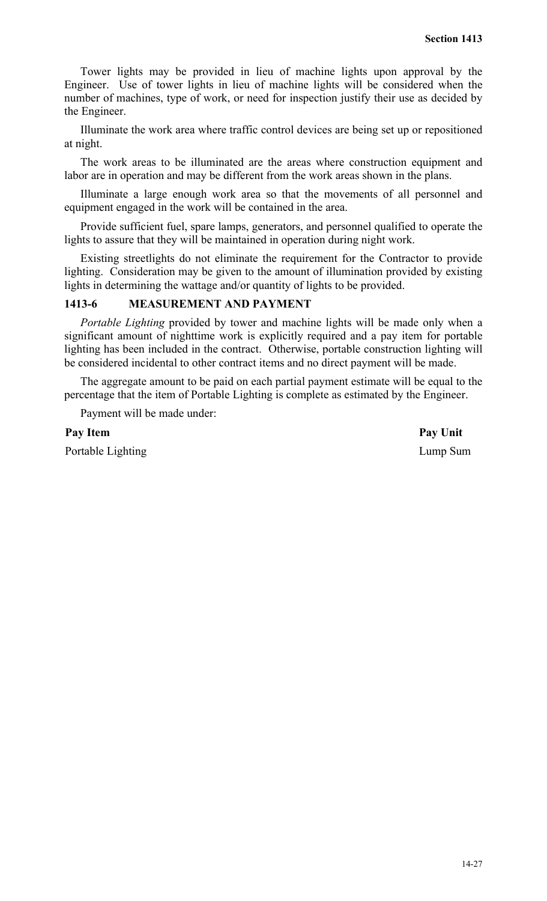Tower lights may be provided in lieu of machine lights upon approval by the Engineer. Use of tower lights in lieu of machine lights will be considered when the number of machines, type of work, or need for inspection justify their use as decided by the Engineer.

Illuminate the work area where traffic control devices are being set up or repositioned at night.

The work areas to be illuminated are the areas where construction equipment and labor are in operation and may be different from the work areas shown in the plans.

Illuminate a large enough work area so that the movements of all personnel and equipment engaged in the work will be contained in the area.

Provide sufficient fuel, spare lamps, generators, and personnel qualified to operate the lights to assure that they will be maintained in operation during night work.

Existing streetlights do not eliminate the requirement for the Contractor to provide lighting. Consideration may be given to the amount of illumination provided by existing lights in determining the wattage and/or quantity of lights to be provided.

### 1413-6 MEASUREMENT AND PAYMENT

*Portable Lighting* provided by tower and machine lights will be made only when a significant amount of nighttime work is explicitly required and a pay item for portable lighting has been included in the contract. Otherwise, portable construction lighting will be considered incidental to other contract items and no direct payment will be made.

The aggregate amount to be paid on each partial payment estimate will be equal to the percentage that the item of Portable Lighting is complete as estimated by the Engineer.

Payment will be made under:

| Pay Item | Pay Unit |
|---|---|
| Portable Lighting | Lump Sum |